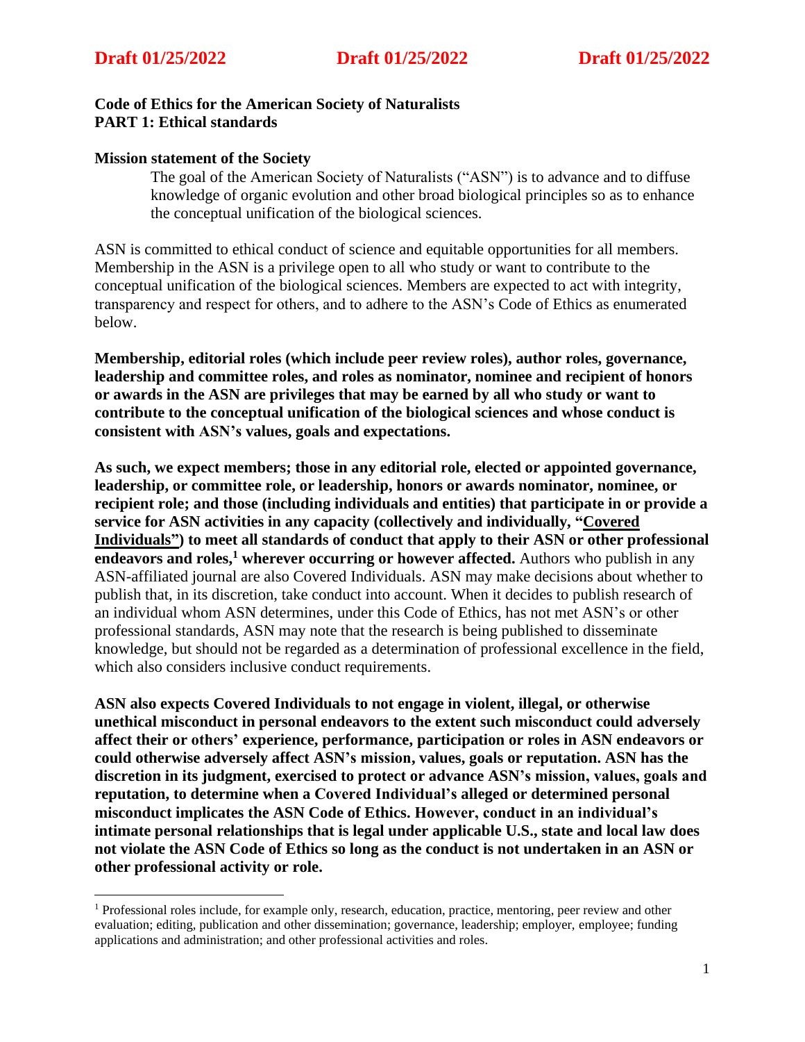**Draft 01/25/2022 Draft 01/25/2022 Draft 01/25/2022**

**Code of Ethics for the American Society of Naturalists**
**PART 1: Ethical standards**

**Mission statement of the Society**

> The goal of the American Society of Naturalists ("ASN") is to advance and to diffuse knowledge of organic evolution and other broad biological principles so as to enhance the conceptual unification of the biological sciences.

ASN is committed to ethical conduct of science and equitable opportunities for all members. Membership in the ASN is a privilege open to all who study or want to contribute to the conceptual unification of the biological sciences. Members are expected to act with integrity, transparency and respect for others, and to adhere to the ASN's Code of Ethics as enumerated below.

**Membership, editorial roles (which include peer review roles), author roles, governance, leadership and committee roles, and roles as nominator, nominee and recipient of honors or awards in the ASN are privileges that may be earned by all who study or want to contribute to the conceptual unification of the biological sciences and whose conduct is consistent with ASN's values, goals and expectations.**

**As such, we expect members; those in any editorial role, elected or appointed governance, leadership, or committee role, or leadership, honors or awards nominator, nominee, or recipient role; and those (including individuals and entities) that participate in or provide a service for ASN activities in any capacity (collectively and individually, "<u>Covered Individuals</u>") to meet all standards of conduct that apply to their ASN or other professional endeavors and roles,[1] wherever occurring or however affected.** Authors who publish in any ASN-affiliated journal are also Covered Individuals. ASN may make decisions about whether to publish that, in its discretion, take conduct into account. When it decides to publish research of an individual whom ASN determines, under this Code of Ethics, has not met ASN's or other professional standards, ASN may note that the research is being published to disseminate knowledge, but should not be regarded as a determination of professional excellence in the field, which also considers inclusive conduct requirements.

**ASN also expects Covered Individuals to not engage in violent, illegal, or otherwise unethical misconduct in personal endeavors to the extent such misconduct could adversely affect their or others' experience, performance, participation or roles in ASN endeavors or could otherwise adversely affect ASN's mission, values, goals or reputation. ASN has the discretion in its judgment, exercised to protect or advance ASN's mission, values, goals and reputation, to determine when a Covered Individual's alleged or determined personal misconduct implicates the ASN Code of Ethics. However, conduct in an individual's intimate personal relationships that is legal under applicable U.S., state and local law does not violate the ASN Code of Ethics so long as the conduct is not undertaken in an ASN or other professional activity or role.**

---

[1] Professional roles include, for example only, research, education, practice, mentoring, peer review and other evaluation; editing, publication and other dissemination; governance, leadership; employer, employee; funding applications and administration; and other professional activities and roles.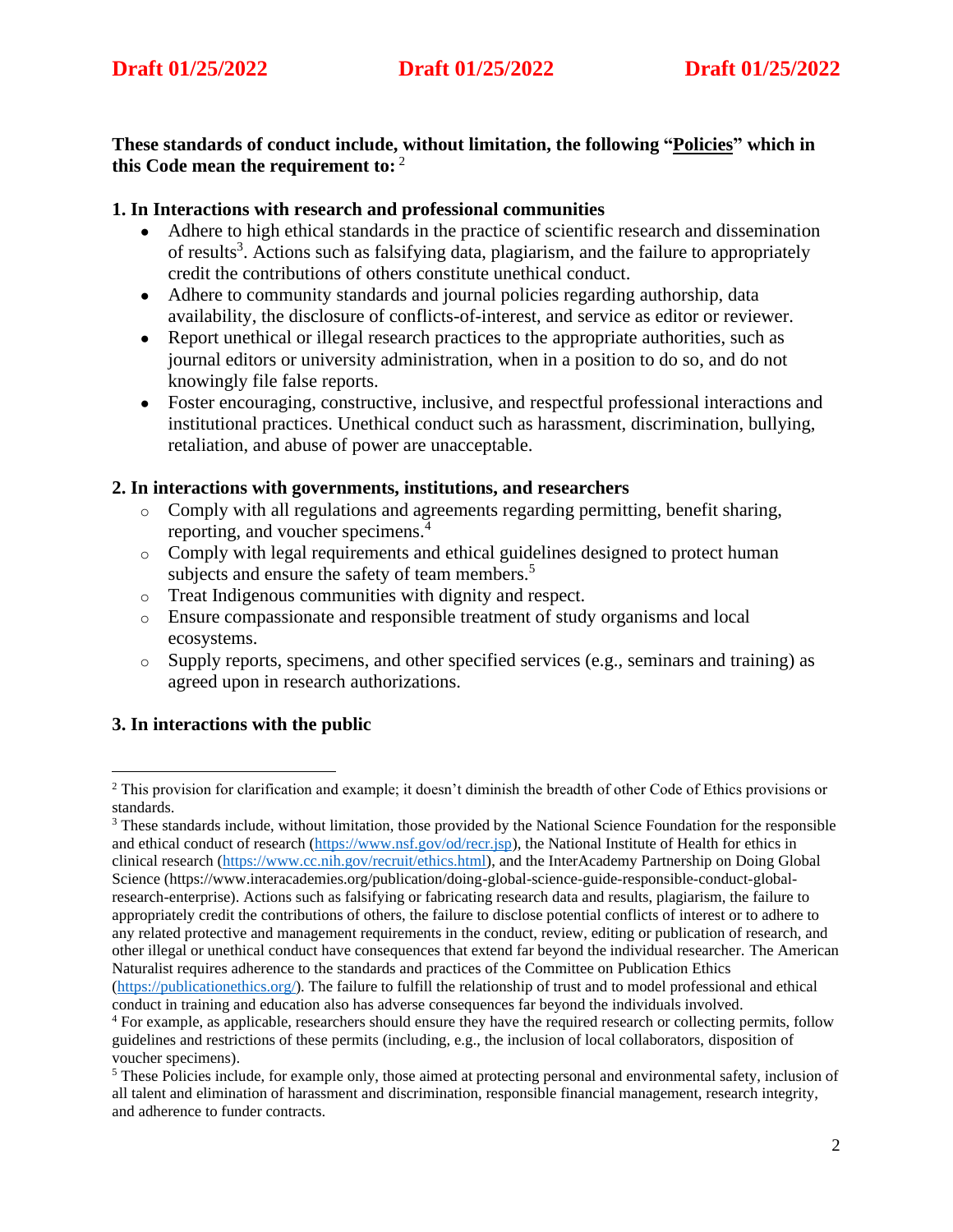**These standards of conduct include, without limitation, the following "<u>Policies</u>" which in this Code mean the requirement to:** [2]

**1. In Interactions with research and professional communities**

- Adhere to high ethical standards in the practice of scientific research and dissemination of results[3]. Actions such as falsifying data, plagiarism, and the failure to appropriately credit the contributions of others constitute unethical conduct.
- Adhere to community standards and journal policies regarding authorship, data availability, the disclosure of conflicts-of-interest, and service as editor or reviewer.
- Report unethical or illegal research practices to the appropriate authorities, such as journal editors or university administration, when in a position to do so, and do not knowingly file false reports.
- Foster encouraging, constructive, inclusive, and respectful professional interactions and institutional practices. Unethical conduct such as harassment, discrimination, bullying, retaliation, and abuse of power are unacceptable.

**2. In interactions with governments, institutions, and researchers**

- Comply with all regulations and agreements regarding permitting, benefit sharing, reporting, and voucher specimens.[4]
- Comply with legal requirements and ethical guidelines designed to protect human subjects and ensure the safety of team members.[5]
- Treat Indigenous communities with dignity and respect.
- Ensure compassionate and responsible treatment of study organisms and local ecosystems.
- Supply reports, specimens, and other specified services (e.g., seminars and training) as agreed upon in research authorizations.

**3. In interactions with the public**

---

[2] This provision for clarification and example; it doesn't diminish the breadth of other Code of Ethics provisions or standards.

[3] These standards include, without limitation, those provided by the National Science Foundation for the responsible and ethical conduct of research (https://www.nsf.gov/od/recr.jsp), the National Institute of Health for ethics in clinical research (https://www.cc.nih.gov/recruit/ethics.html), and the InterAcademy Partnership on Doing Global Science (https://www.interacademies.org/publication/doing-global-science-guide-responsible-conduct-global-research-enterprise). Actions such as falsifying or fabricating research data and results, plagiarism, the failure to appropriately credit the contributions of others, the failure to disclose potential conflicts of interest or to adhere to any related protective and management requirements in the conduct, review, editing or publication of research, and other illegal or unethical conduct have consequences that extend far beyond the individual researcher. The American Naturalist requires adherence to the standards and practices of the Committee on Publication Ethics (https://publicationethics.org/). The failure to fulfill the relationship of trust and to model professional and ethical conduct in training and education also has adverse consequences far beyond the individuals involved.

[4] For example, as applicable, researchers should ensure they have the required research or collecting permits, follow guidelines and restrictions of these permits (including, e.g., the inclusion of local collaborators, disposition of voucher specimens).

[5] These Policies include, for example only, those aimed at protecting personal and environmental safety, inclusion of all talent and elimination of harassment and discrimination, responsible financial management, research integrity, and adherence to funder contracts.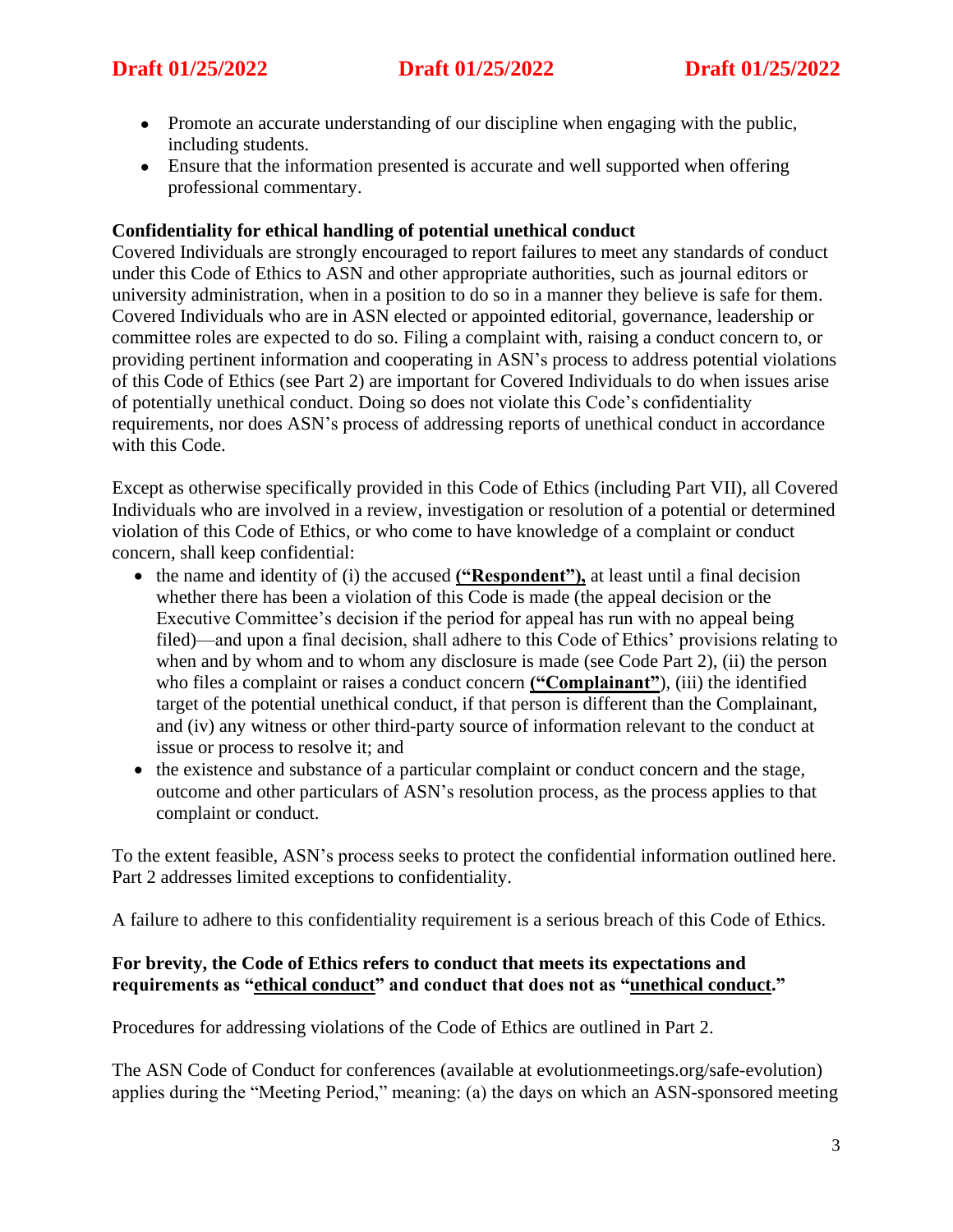- Promote an accurate understanding of our discipline when engaging with the public, including students.
- Ensure that the information presented is accurate and well supported when offering professional commentary.

**Confidentiality for ethical handling of potential unethical conduct**

Covered Individuals are strongly encouraged to report failures to meet any standards of conduct under this Code of Ethics to ASN and other appropriate authorities, such as journal editors or university administration, when in a position to do so in a manner they believe is safe for them. Covered Individuals who are in ASN elected or appointed editorial, governance, leadership or committee roles are expected to do so. Filing a complaint with, raising a conduct concern to, or providing pertinent information and cooperating in ASN's process to address potential violations of this Code of Ethics (see Part 2) are important for Covered Individuals to do when issues arise of potentially unethical conduct. Doing so does not violate this Code's confidentiality requirements, nor does ASN's process of addressing reports of unethical conduct in accordance with this Code.

Except as otherwise specifically provided in this Code of Ethics (including Part VII), all Covered Individuals who are involved in a review, investigation or resolution of a potential or determined violation of this Code of Ethics, or who come to have knowledge of a complaint or conduct concern, shall keep confidential:

- the name and identity of (i) the accused **<u>("Respondent"),</u>** at least until a final decision whether there has been a violation of this Code is made (the appeal decision or the Executive Committee's decision if the period for appeal has run with no appeal being filed)—and upon a final decision, shall adhere to this Code of Ethics' provisions relating to when and by whom and to whom any disclosure is made (see Code Part 2), (ii) the person who files a complaint or raises a conduct concern **<u>("Complainant"</u>**), (iii) the identified target of the potential unethical conduct, if that person is different than the Complainant, and (iv) any witness or other third-party source of information relevant to the conduct at issue or process to resolve it; and
- the existence and substance of a particular complaint or conduct concern and the stage, outcome and other particulars of ASN's resolution process, as the process applies to that complaint or conduct.

To the extent feasible, ASN's process seeks to protect the confidential information outlined here. Part 2 addresses limited exceptions to confidentiality.

A failure to adhere to this confidentiality requirement is a serious breach of this Code of Ethics.

**For brevity, the Code of Ethics refers to conduct that meets its expectations and requirements as "<u>ethical conduct</u>" and conduct that does not as "<u>unethical conduct</u>."**

Procedures for addressing violations of the Code of Ethics are outlined in Part 2.

The ASN Code of Conduct for conferences (available at evolutionmeetings.org/safe-evolution) applies during the "Meeting Period," meaning: (a) the days on which an ASN-sponsored meeting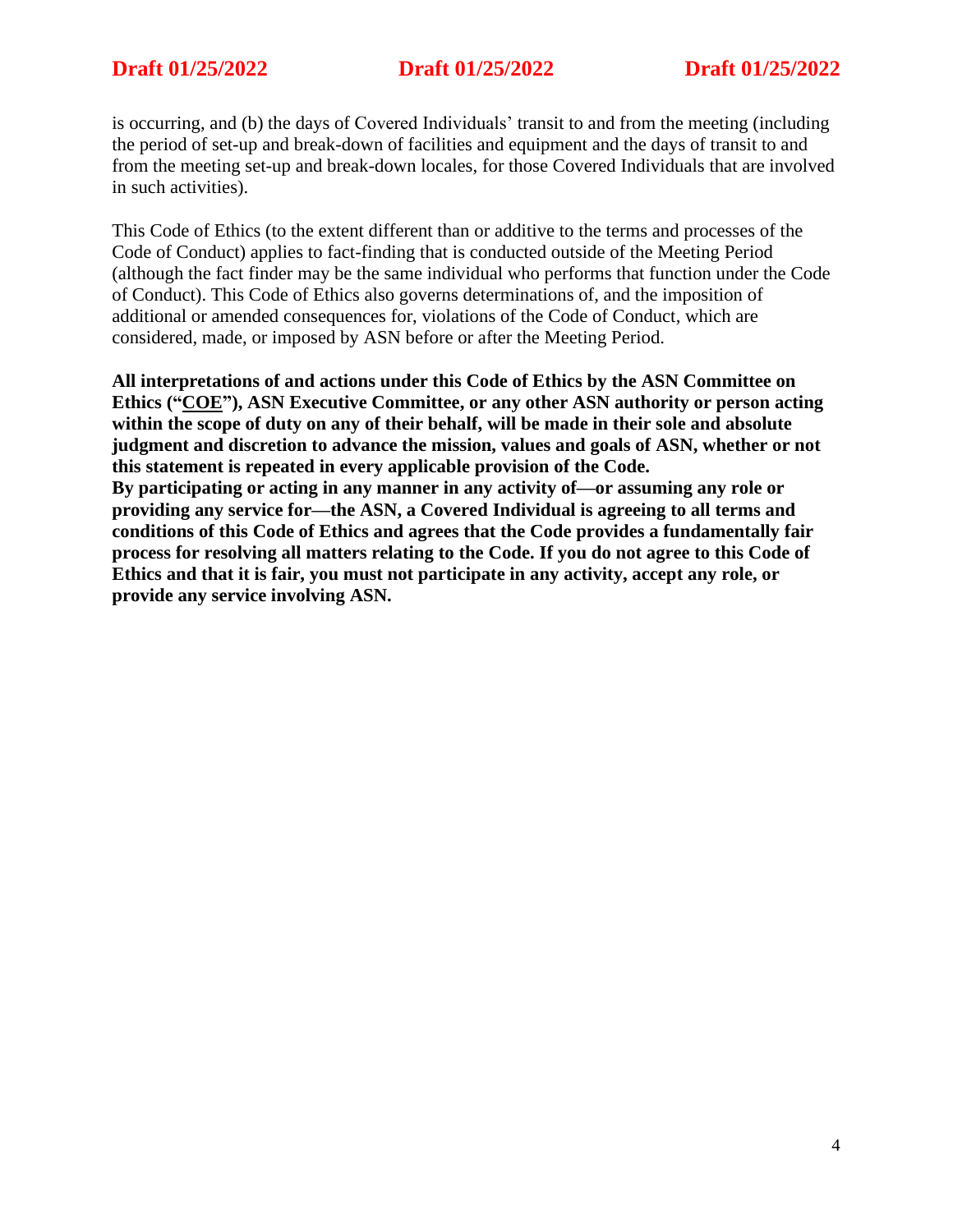is occurring, and (b) the days of Covered Individuals' transit to and from the meeting (including the period of set-up and break-down of facilities and equipment and the days of transit to and from the meeting set-up and break-down locales, for those Covered Individuals that are involved in such activities).

This Code of Ethics (to the extent different than or additive to the terms and processes of the Code of Conduct) applies to fact-finding that is conducted outside of the Meeting Period (although the fact finder may be the same individual who performs that function under the Code of Conduct). This Code of Ethics also governs determinations of, and the imposition of additional or amended consequences for, violations of the Code of Conduct, which are considered, made, or imposed by ASN before or after the Meeting Period.

**All interpretations of and actions under this Code of Ethics by the ASN Committee on Ethics ("<u>COE</u>"), ASN Executive Committee, or any other ASN authority or person acting within the scope of duty on any of their behalf, will be made in their sole and absolute judgment and discretion to advance the mission, values and goals of ASN, whether or not this statement is repeated in every applicable provision of the Code.**
**By participating or acting in any manner in any activity of—or assuming any role or providing any service for—the ASN, a Covered Individual is agreeing to all terms and conditions of this Code of Ethics and agrees that the Code provides a fundamentally fair process for resolving all matters relating to the Code. If you do not agree to this Code of Ethics and that it is fair, you must not participate in any activity, accept any role, or provide any service involving ASN.**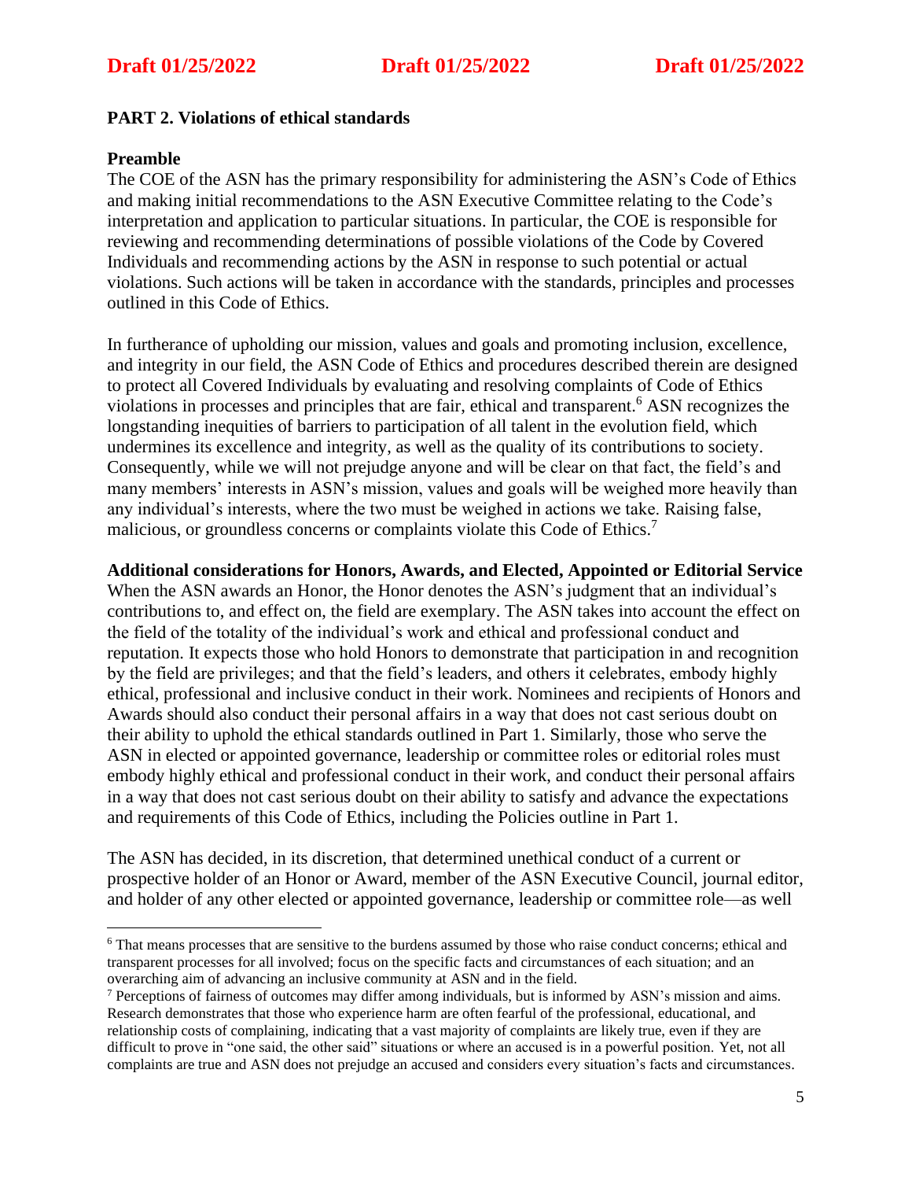**PART 2. Violations of ethical standards**

**Preamble**

The COE of the ASN has the primary responsibility for administering the ASN's Code of Ethics and making initial recommendations to the ASN Executive Committee relating to the Code's interpretation and application to particular situations. In particular, the COE is responsible for reviewing and recommending determinations of possible violations of the Code by Covered Individuals and recommending actions by the ASN in response to such potential or actual violations. Such actions will be taken in accordance with the standards, principles and processes outlined in this Code of Ethics.

In furtherance of upholding our mission, values and goals and promoting inclusion, excellence, and integrity in our field, the ASN Code of Ethics and procedures described therein are designed to protect all Covered Individuals by evaluating and resolving complaints of Code of Ethics violations in processes and principles that are fair, ethical and transparent.[6] ASN recognizes the longstanding inequities of barriers to participation of all talent in the evolution field, which undermines its excellence and integrity, as well as the quality of its contributions to society. Consequently, while we will not prejudge anyone and will be clear on that fact, the field's and many members' interests in ASN's mission, values and goals will be weighed more heavily than any individual's interests, where the two must be weighed in actions we take. Raising false, malicious, or groundless concerns or complaints violate this Code of Ethics.[7]

**Additional considerations for Honors, Awards, and Elected, Appointed or Editorial Service**

When the ASN awards an Honor, the Honor denotes the ASN's judgment that an individual's contributions to, and effect on, the field are exemplary. The ASN takes into account the effect on the field of the totality of the individual's work and ethical and professional conduct and reputation. It expects those who hold Honors to demonstrate that participation in and recognition by the field are privileges; and that the field's leaders, and others it celebrates, embody highly ethical, professional and inclusive conduct in their work. Nominees and recipients of Honors and Awards should also conduct their personal affairs in a way that does not cast serious doubt on their ability to uphold the ethical standards outlined in Part 1. Similarly, those who serve the ASN in elected or appointed governance, leadership or committee roles or editorial roles must embody highly ethical and professional conduct in their work, and conduct their personal affairs in a way that does not cast serious doubt on their ability to satisfy and advance the expectations and requirements of this Code of Ethics, including the Policies outline in Part 1.

The ASN has decided, in its discretion, that determined unethical conduct of a current or prospective holder of an Honor or Award, member of the ASN Executive Council, journal editor, and holder of any other elected or appointed governance, leadership or committee role—as well

---

[6] That means processes that are sensitive to the burdens assumed by those who raise conduct concerns; ethical and transparent processes for all involved; focus on the specific facts and circumstances of each situation; and an overarching aim of advancing an inclusive community at ASN and in the field.

[7] Perceptions of fairness of outcomes may differ among individuals, but is informed by ASN's mission and aims. Research demonstrates that those who experience harm are often fearful of the professional, educational, and relationship costs of complaining, indicating that a vast majority of complaints are likely true, even if they are difficult to prove in "one said, the other said" situations or where an accused is in a powerful position. Yet, not all complaints are true and ASN does not prejudge an accused and considers every situation's facts and circumstances.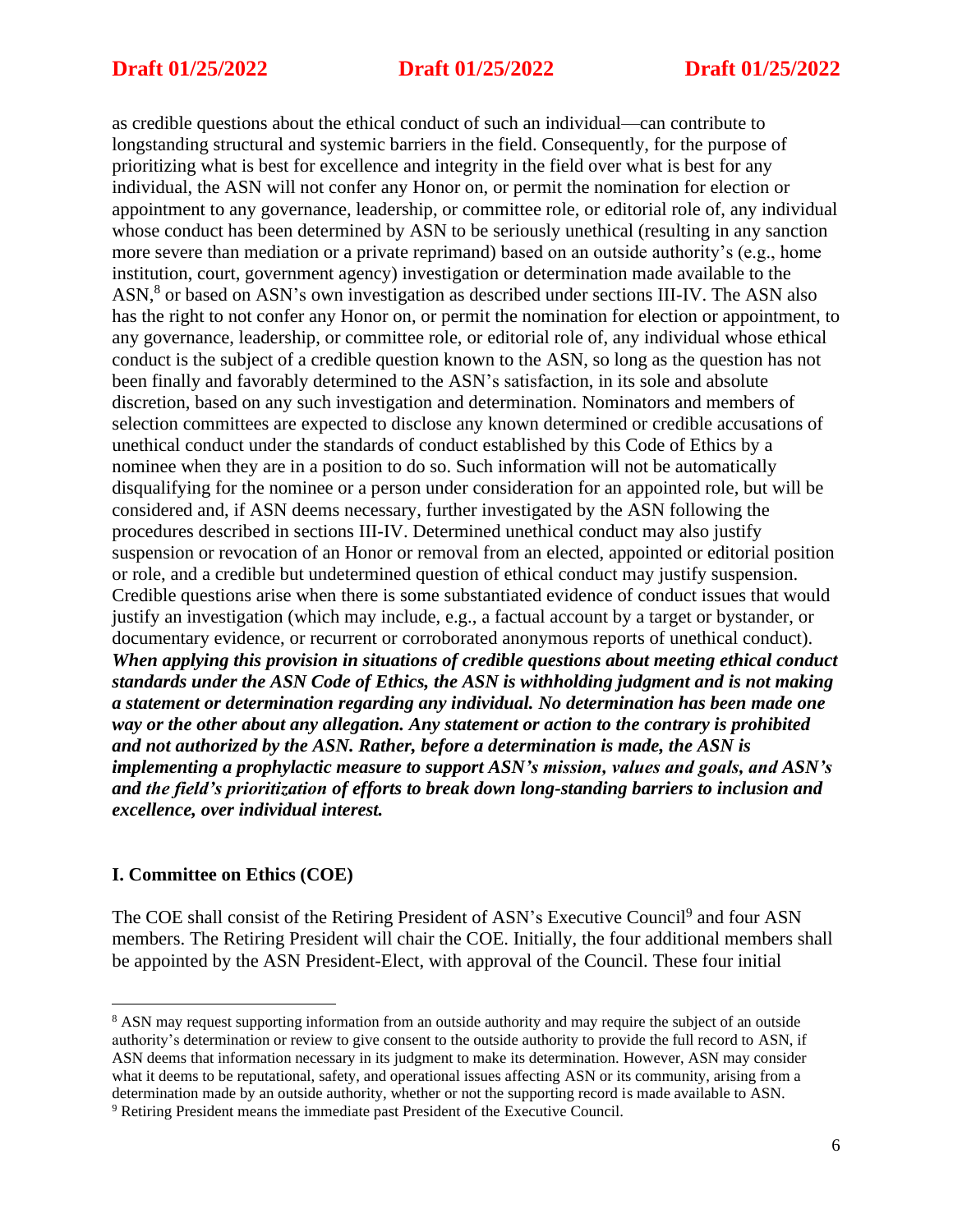as credible questions about the ethical conduct of such an individual—can contribute to longstanding structural and systemic barriers in the field. Consequently, for the purpose of prioritizing what is best for excellence and integrity in the field over what is best for any individual, the ASN will not confer any Honor on, or permit the nomination for election or appointment to any governance, leadership, or committee role, or editorial role of, any individual whose conduct has been determined by ASN to be seriously unethical (resulting in any sanction more severe than mediation or a private reprimand) based on an outside authority's (e.g., home institution, court, government agency) investigation or determination made available to the ASN,[8] or based on ASN's own investigation as described under sections III-IV. The ASN also has the right to not confer any Honor on, or permit the nomination for election or appointment, to any governance, leadership, or committee role, or editorial role of, any individual whose ethical conduct is the subject of a credible question known to the ASN, so long as the question has not been finally and favorably determined to the ASN's satisfaction, in its sole and absolute discretion, based on any such investigation and determination. Nominators and members of selection committees are expected to disclose any known determined or credible accusations of unethical conduct under the standards of conduct established by this Code of Ethics by a nominee when they are in a position to do so. Such information will not be automatically disqualifying for the nominee or a person under consideration for an appointed role, but will be considered and, if ASN deems necessary, further investigated by the ASN following the procedures described in sections III-IV. Determined unethical conduct may also justify suspension or revocation of an Honor or removal from an elected, appointed or editorial position or role, and a credible but undetermined question of ethical conduct may justify suspension. Credible questions arise when there is some substantiated evidence of conduct issues that would justify an investigation (which may include, e.g., a factual account by a target or bystander, or documentary evidence, or recurrent or corroborated anonymous reports of unethical conduct). ***When applying this provision in situations of credible questions about meeting ethical conduct standards under the ASN Code of Ethics, the ASN is withholding judgment and is not making a statement or determination regarding any individual. No determination has been made one way or the other about any allegation. Any statement or action to the contrary is prohibited and not authorized by the ASN. Rather, before a determination is made, the ASN is implementing a prophylactic measure to support ASN's mission, values and goals, and ASN's and the field's prioritization of efforts to break down long-standing barriers to inclusion and excellence, over individual interest.***

## I. Committee on Ethics (COE)

The COE shall consist of the Retiring President of ASN's Executive Council[9] and four ASN members. The Retiring President will chair the COE. Initially, the four additional members shall be appointed by the ASN President-Elect, with approval of the Council. These four initial

---

[8] ASN may request supporting information from an outside authority and may require the subject of an outside authority's determination or review to give consent to the outside authority to provide the full record to ASN, if ASN deems that information necessary in its judgment to make its determination. However, ASN may consider what it deems to be reputational, safety, and operational issues affecting ASN or its community, arising from a determination made by an outside authority, whether or not the supporting record is made available to ASN.

[9] Retiring President means the immediate past President of the Executive Council.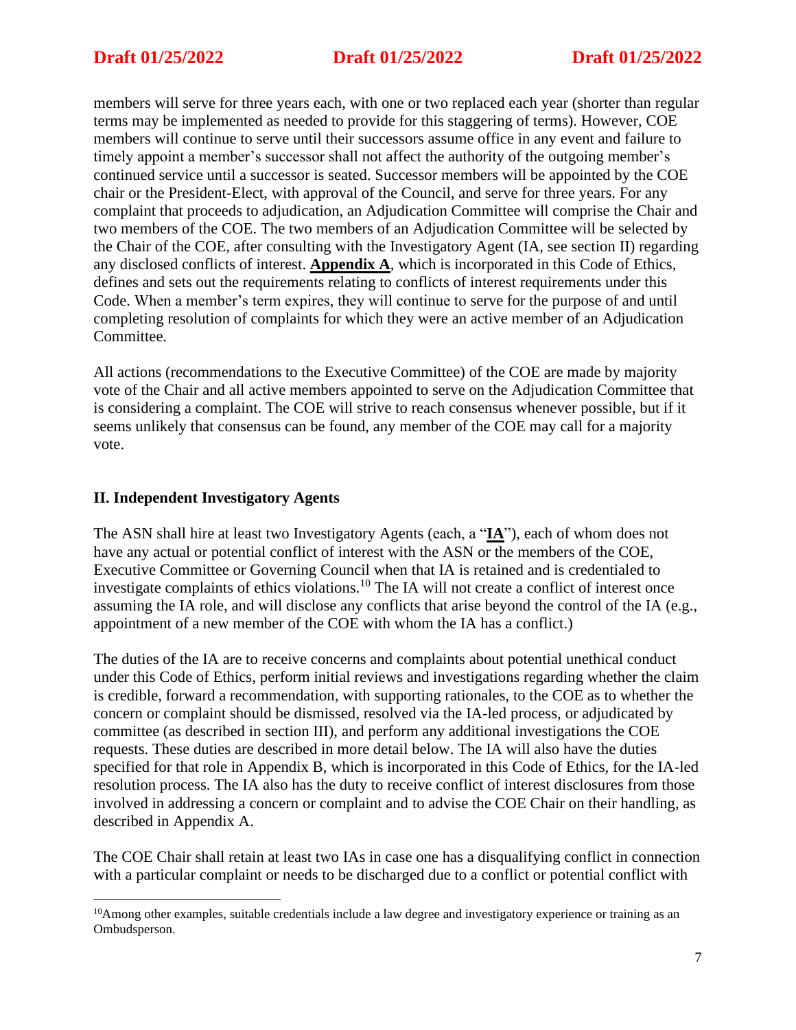members will serve for three years each, with one or two replaced each year (shorter than regular terms may be implemented as needed to provide for this staggering of terms). However, COE members will continue to serve until their successors assume office in any event and failure to timely appoint a member's successor shall not affect the authority of the outgoing member's continued service until a successor is seated. Successor members will be appointed by the COE chair or the President-Elect, with approval of the Council, and serve for three years. For any complaint that proceeds to adjudication, an Adjudication Committee will comprise the Chair and two members of the COE. The two members of an Adjudication Committee will be selected by the Chair of the COE, after consulting with the Investigatory Agent (IA, see section II) regarding any disclosed conflicts of interest. **Appendix A**, which is incorporated in this Code of Ethics, defines and sets out the requirements relating to conflicts of interest requirements under this Code. When a member's term expires, they will continue to serve for the purpose of and until completing resolution of complaints for which they were an active member of an Adjudication Committee.

All actions (recommendations to the Executive Committee) of the COE are made by majority vote of the Chair and all active members appointed to serve on the Adjudication Committee that is considering a complaint. The COE will strive to reach consensus whenever possible, but if it seems unlikely that consensus can be found, any member of the COE may call for a majority vote.

## II. Independent Investigatory Agents

The ASN shall hire at least two Investigatory Agents (each, a "**IA**"), each of whom does not have any actual or potential conflict of interest with the ASN or the members of the COE, Executive Committee or Governing Council when that IA is retained and is credentialed to investigate complaints of ethics violations.[10] The IA will not create a conflict of interest once assuming the IA role, and will disclose any conflicts that arise beyond the control of the IA (e.g., appointment of a new member of the COE with whom the IA has a conflict.)

The duties of the IA are to receive concerns and complaints about potential unethical conduct under this Code of Ethics, perform initial reviews and investigations regarding whether the claim is credible, forward a recommendation, with supporting rationales, to the COE as to whether the concern or complaint should be dismissed, resolved via the IA-led process, or adjudicated by committee (as described in section III), and perform any additional investigations the COE requests. These duties are described in more detail below. The IA will also have the duties specified for that role in Appendix B, which is incorporated in this Code of Ethics, for the IA-led resolution process. The IA also has the duty to receive conflict of interest disclosures from those involved in addressing a concern or complaint and to advise the COE Chair on their handling, as described in Appendix A.

The COE Chair shall retain at least two IAs in case one has a disqualifying conflict in connection with a particular complaint or needs to be discharged due to a conflict or potential conflict with

[10] Among other examples, suitable credentials include a law degree and investigatory experience or training as an Ombudsperson.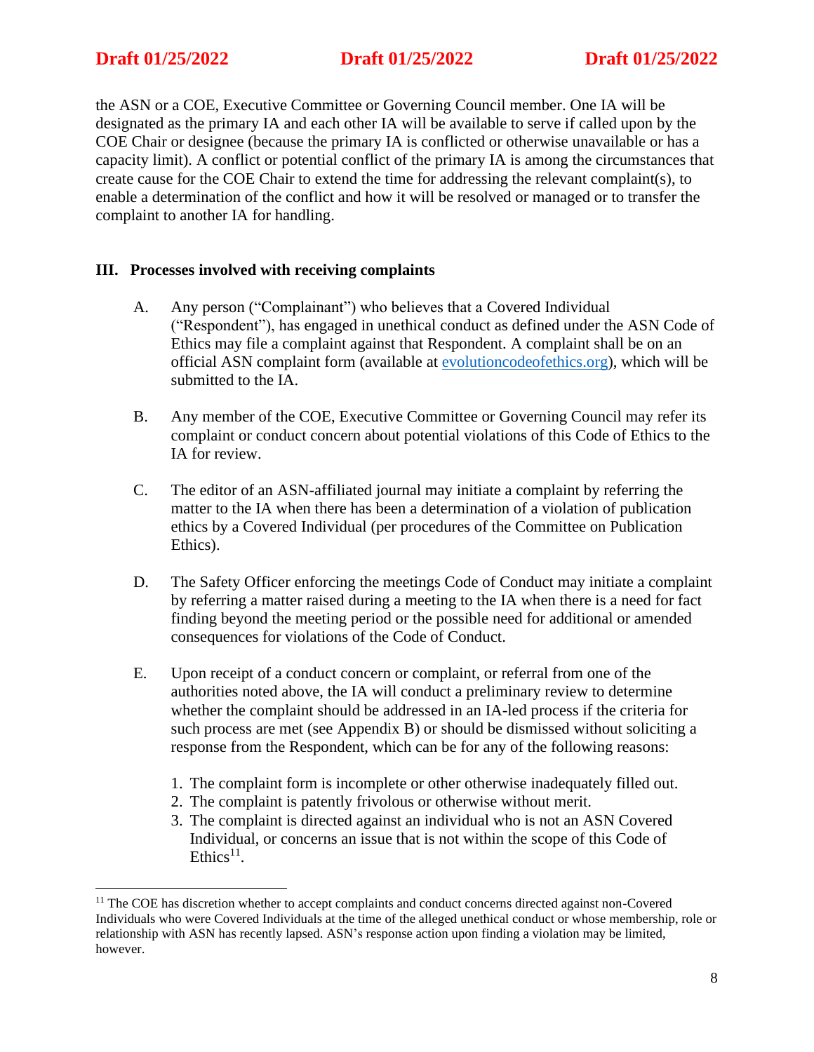the ASN or a COE, Executive Committee or Governing Council member. One IA will be designated as the primary IA and each other IA will be available to serve if called upon by the COE Chair or designee (because the primary IA is conflicted or otherwise unavailable or has a capacity limit). A conflict or potential conflict of the primary IA is among the circumstances that create cause for the COE Chair to extend the time for addressing the relevant complaint(s), to enable a determination of the conflict and how it will be resolved or managed or to transfer the complaint to another IA for handling.

## III. Processes involved with receiving complaints

A. Any person ("Complainant") who believes that a Covered Individual ("Respondent"), has engaged in unethical conduct as defined under the ASN Code of Ethics may file a complaint against that Respondent. A complaint shall be on an official ASN complaint form (available at [evolutioncodeofethics.org](evolutioncodeofethics.org)), which will be submitted to the IA.

B. Any member of the COE, Executive Committee or Governing Council may refer its complaint or conduct concern about potential violations of this Code of Ethics to the IA for review.

C. The editor of an ASN-affiliated journal may initiate a complaint by referring the matter to the IA when there has been a determination of a violation of publication ethics by a Covered Individual (per procedures of the Committee on Publication Ethics).

D. The Safety Officer enforcing the meetings Code of Conduct may initiate a complaint by referring a matter raised during a meeting to the IA when there is a need for fact finding beyond the meeting period or the possible need for additional or amended consequences for violations of the Code of Conduct.

E. Upon receipt of a conduct concern or complaint, or referral from one of the authorities noted above, the IA will conduct a preliminary review to determine whether the complaint should be addressed in an IA-led process if the criteria for such process are met (see Appendix B) or should be dismissed without soliciting a response from the Respondent, which can be for any of the following reasons:

   1. The complaint form is incomplete or other otherwise inadequately filled out.
   2. The complaint is patently frivolous or otherwise without merit.
   3. The complaint is directed against an individual who is not an ASN Covered Individual, or concerns an issue that is not within the scope of this Code of Ethics[11].

---

[11] The COE has discretion whether to accept complaints and conduct concerns directed against non-Covered Individuals who were Covered Individuals at the time of the alleged unethical conduct or whose membership, role or relationship with ASN has recently lapsed. ASN's response action upon finding a violation may be limited, however.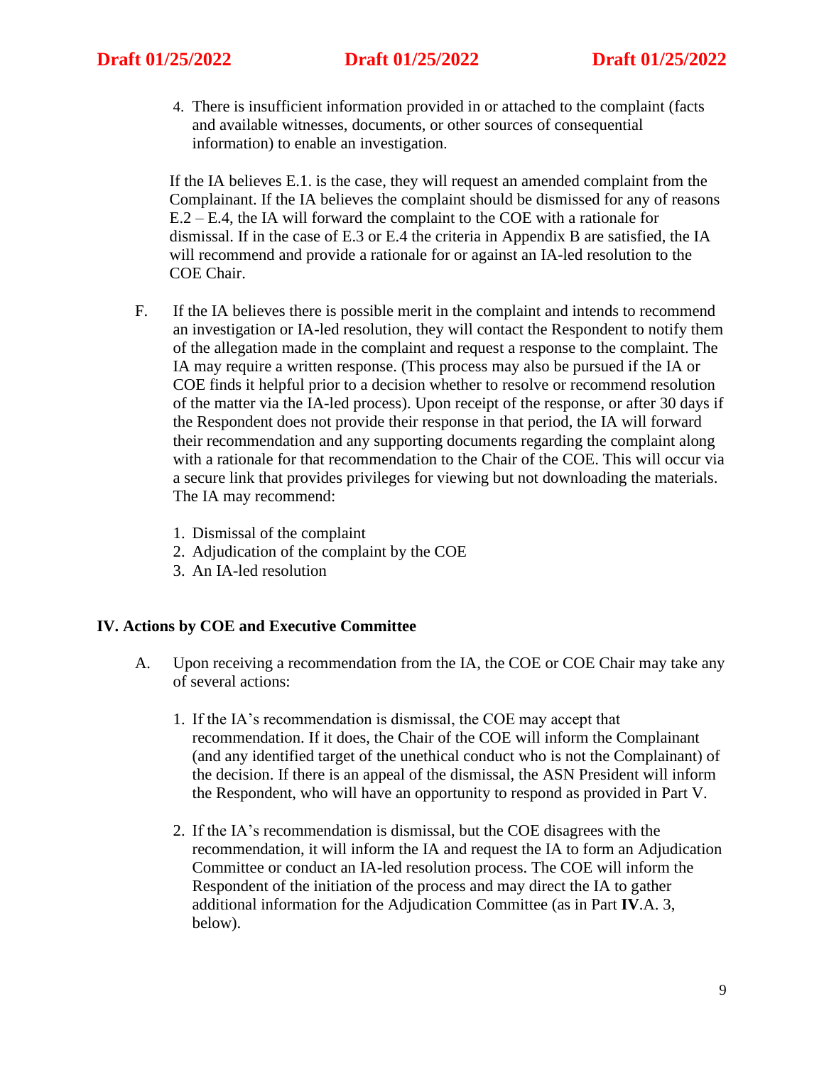4. There is insufficient information provided in or attached to the complaint (facts and available witnesses, documents, or other sources of consequential information) to enable an investigation.

If the IA believes E.1. is the case, they will request an amended complaint from the Complainant. If the IA believes the complaint should be dismissed for any of reasons E.2 – E.4, the IA will forward the complaint to the COE with a rationale for dismissal. If in the case of E.3 or E.4 the criteria in Appendix B are satisfied, the IA will recommend and provide a rationale for or against an IA-led resolution to the COE Chair.

F. If the IA believes there is possible merit in the complaint and intends to recommend an investigation or IA-led resolution, they will contact the Respondent to notify them of the allegation made in the complaint and request a response to the complaint. The IA may require a written response. (This process may also be pursued if the IA or COE finds it helpful prior to a decision whether to resolve or recommend resolution of the matter via the IA-led process). Upon receipt of the response, or after 30 days if the Respondent does not provide their response in that period, the IA will forward their recommendation and any supporting documents regarding the complaint along with a rationale for that recommendation to the Chair of the COE. This will occur via a secure link that provides privileges for viewing but not downloading the materials. The IA may recommend:

1. Dismissal of the complaint
2. Adjudication of the complaint by the COE
3. An IA-led resolution

## IV. Actions by COE and Executive Committee

A. Upon receiving a recommendation from the IA, the COE or COE Chair may take any of several actions:

1. If the IA's recommendation is dismissal, the COE may accept that recommendation. If it does, the Chair of the COE will inform the Complainant (and any identified target of the unethical conduct who is not the Complainant) of the decision. If there is an appeal of the dismissal, the ASN President will inform the Respondent, who will have an opportunity to respond as provided in Part V.

2. If the IA's recommendation is dismissal, but the COE disagrees with the recommendation, it will inform the IA and request the IA to form an Adjudication Committee or conduct an IA-led resolution process. The COE will inform the Respondent of the initiation of the process and may direct the IA to gather additional information for the Adjudication Committee (as in Part **IV**.A. 3, below).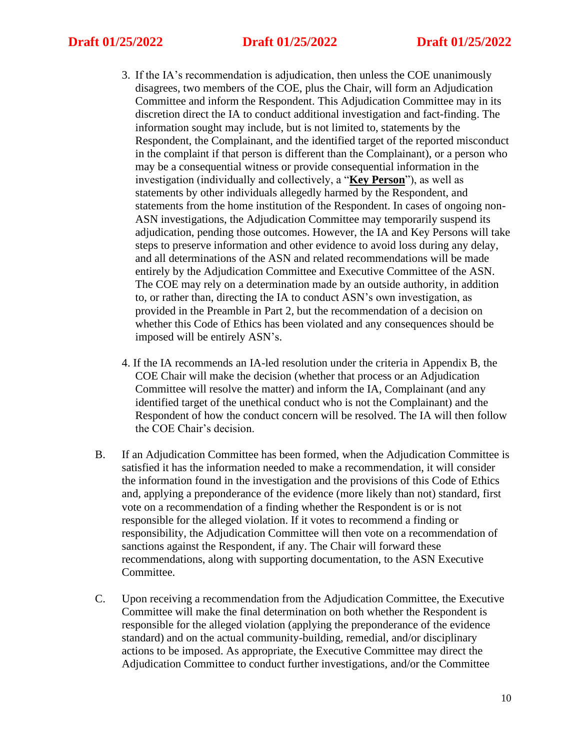3. If the IA's recommendation is adjudication, then unless the COE unanimously disagrees, two members of the COE, plus the Chair, will form an Adjudication Committee and inform the Respondent. This Adjudication Committee may in its discretion direct the IA to conduct additional investigation and fact-finding. The information sought may include, but is not limited to, statements by the Respondent, the Complainant, and the identified target of the reported misconduct in the complaint if that person is different than the Complainant), or a person who may be a consequential witness or provide consequential information in the investigation (individually and collectively, a "**Key Person**"), as well as statements by other individuals allegedly harmed by the Respondent, and statements from the home institution of the Respondent. In cases of ongoing non-ASN investigations, the Adjudication Committee may temporarily suspend its adjudication, pending those outcomes. However, the IA and Key Persons will take steps to preserve information and other evidence to avoid loss during any delay, and all determinations of the ASN and related recommendations will be made entirely by the Adjudication Committee and Executive Committee of the ASN. The COE may rely on a determination made by an outside authority, in addition to, or rather than, directing the IA to conduct ASN's own investigation, as provided in the Preamble in Part 2, but the recommendation of a decision on whether this Code of Ethics has been violated and any consequences should be imposed will be entirely ASN's.

4. If the IA recommends an IA-led resolution under the criteria in Appendix B, the COE Chair will make the decision (whether that process or an Adjudication Committee will resolve the matter) and inform the IA, Complainant (and any identified target of the unethical conduct who is not the Complainant) and the Respondent of how the conduct concern will be resolved. The IA will then follow the COE Chair's decision.

B. If an Adjudication Committee has been formed, when the Adjudication Committee is satisfied it has the information needed to make a recommendation, it will consider the information found in the investigation and the provisions of this Code of Ethics and, applying a preponderance of the evidence (more likely than not) standard, first vote on a recommendation of a finding whether the Respondent is or is not responsible for the alleged violation. If it votes to recommend a finding or responsibility, the Adjudication Committee will then vote on a recommendation of sanctions against the Respondent, if any. The Chair will forward these recommendations, along with supporting documentation, to the ASN Executive Committee.

C. Upon receiving a recommendation from the Adjudication Committee, the Executive Committee will make the final determination on both whether the Respondent is responsible for the alleged violation (applying the preponderance of the evidence standard) and on the actual community-building, remedial, and/or disciplinary actions to be imposed. As appropriate, the Executive Committee may direct the Adjudication Committee to conduct further investigations, and/or the Committee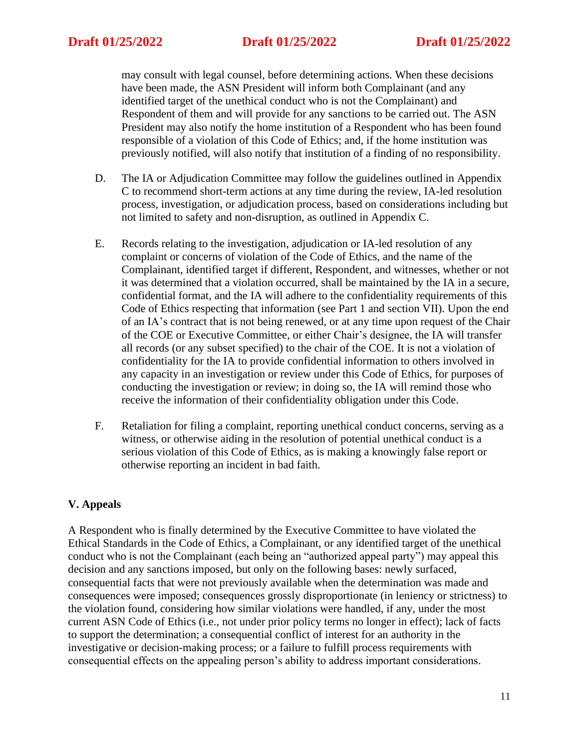may consult with legal counsel, before determining actions. When these decisions have been made, the ASN President will inform both Complainant (and any identified target of the unethical conduct who is not the Complainant) and Respondent of them and will provide for any sanctions to be carried out. The ASN President may also notify the home institution of a Respondent who has been found responsible of a violation of this Code of Ethics; and, if the home institution was previously notified, will also notify that institution of a finding of no responsibility.

D. The IA or Adjudication Committee may follow the guidelines outlined in Appendix C to recommend short-term actions at any time during the review, IA-led resolution process, investigation, or adjudication process, based on considerations including but not limited to safety and non-disruption, as outlined in Appendix C.

E. Records relating to the investigation, adjudication or IA-led resolution of any complaint or concerns of violation of the Code of Ethics, and the name of the Complainant, identified target if different, Respondent, and witnesses, whether or not it was determined that a violation occurred, shall be maintained by the IA in a secure, confidential format, and the IA will adhere to the confidentiality requirements of this Code of Ethics respecting that information (see Part 1 and section VII). Upon the end of an IA's contract that is not being renewed, or at any time upon request of the Chair of the COE or Executive Committee, or either Chair's designee, the IA will transfer all records (or any subset specified) to the chair of the COE. It is not a violation of confidentiality for the IA to provide confidential information to others involved in any capacity in an investigation or review under this Code of Ethics, for purposes of conducting the investigation or review; in doing so, the IA will remind those who receive the information of their confidentiality obligation under this Code.

F. Retaliation for filing a complaint, reporting unethical conduct concerns, serving as a witness, or otherwise aiding in the resolution of potential unethical conduct is a serious violation of this Code of Ethics, as is making a knowingly false report or otherwise reporting an incident in bad faith.

## V. Appeals

A Respondent who is finally determined by the Executive Committee to have violated the Ethical Standards in the Code of Ethics, a Complainant, or any identified target of the unethical conduct who is not the Complainant (each being an "authorized appeal party") may appeal this decision and any sanctions imposed, but only on the following bases: newly surfaced, consequential facts that were not previously available when the determination was made and consequences were imposed; consequences grossly disproportionate (in leniency or strictness) to the violation found, considering how similar violations were handled, if any, under the most current ASN Code of Ethics (i.e., not under prior policy terms no longer in effect); lack of facts to support the determination; a consequential conflict of interest for an authority in the investigative or decision-making process; or a failure to fulfill process requirements with consequential effects on the appealing person's ability to address important considerations.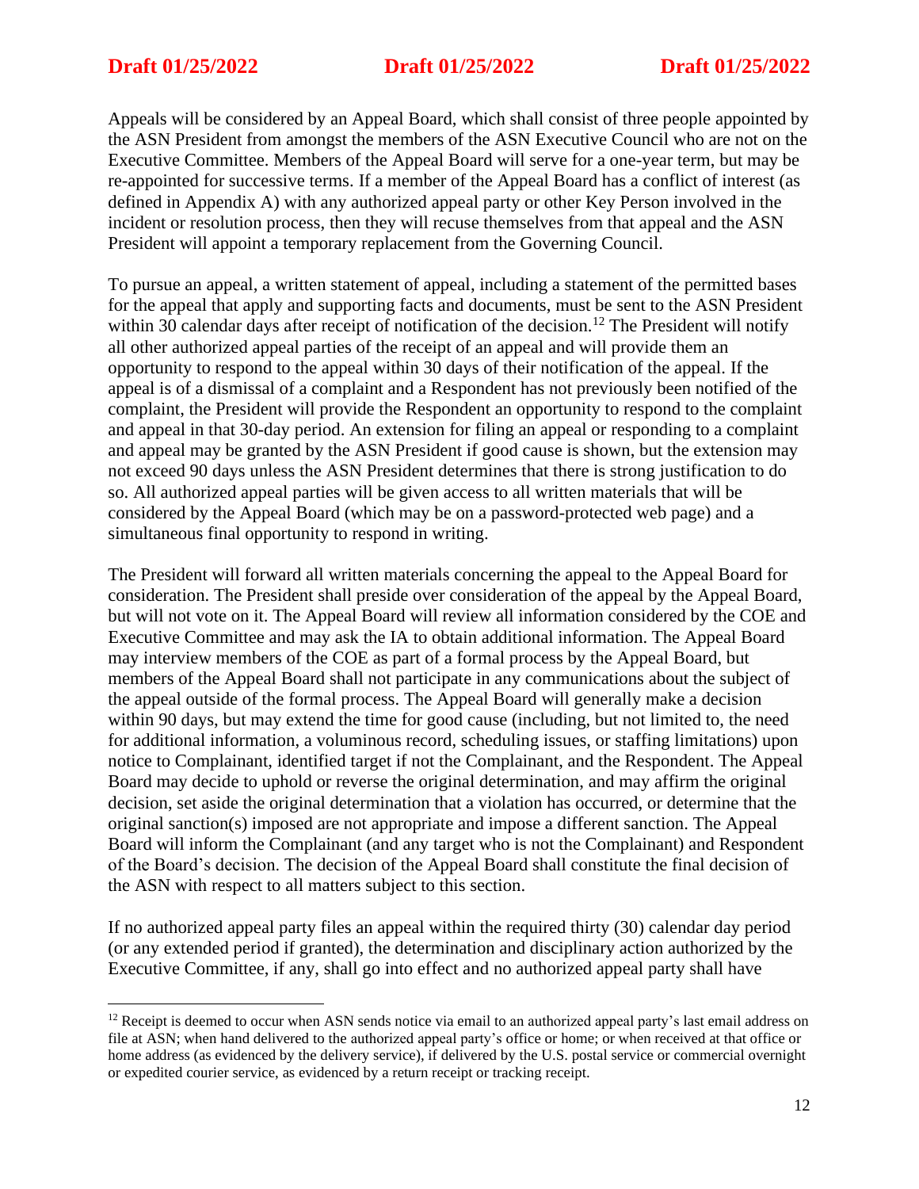Appeals will be considered by an Appeal Board, which shall consist of three people appointed by the ASN President from amongst the members of the ASN Executive Council who are not on the Executive Committee. Members of the Appeal Board will serve for a one-year term, but may be re-appointed for successive terms. If a member of the Appeal Board has a conflict of interest (as defined in Appendix A) with any authorized appeal party or other Key Person involved in the incident or resolution process, then they will recuse themselves from that appeal and the ASN President will appoint a temporary replacement from the Governing Council.

To pursue an appeal, a written statement of appeal, including a statement of the permitted bases for the appeal that apply and supporting facts and documents, must be sent to the ASN President within 30 calendar days after receipt of notification of the decision.[12] The President will notify all other authorized appeal parties of the receipt of an appeal and will provide them an opportunity to respond to the appeal within 30 days of their notification of the appeal. If the appeal is of a dismissal of a complaint and a Respondent has not previously been notified of the complaint, the President will provide the Respondent an opportunity to respond to the complaint and appeal in that 30-day period. An extension for filing an appeal or responding to a complaint and appeal may be granted by the ASN President if good cause is shown, but the extension may not exceed 90 days unless the ASN President determines that there is strong justification to do so. All authorized appeal parties will be given access to all written materials that will be considered by the Appeal Board (which may be on a password-protected web page) and a simultaneous final opportunity to respond in writing.

The President will forward all written materials concerning the appeal to the Appeal Board for consideration. The President shall preside over consideration of the appeal by the Appeal Board, but will not vote on it. The Appeal Board will review all information considered by the COE and Executive Committee and may ask the IA to obtain additional information. The Appeal Board may interview members of the COE as part of a formal process by the Appeal Board, but members of the Appeal Board shall not participate in any communications about the subject of the appeal outside of the formal process. The Appeal Board will generally make a decision within 90 days, but may extend the time for good cause (including, but not limited to, the need for additional information, a voluminous record, scheduling issues, or staffing limitations) upon notice to Complainant, identified target if not the Complainant, and the Respondent. The Appeal Board may decide to uphold or reverse the original determination, and may affirm the original decision, set aside the original determination that a violation has occurred, or determine that the original sanction(s) imposed are not appropriate and impose a different sanction. The Appeal Board will inform the Complainant (and any target who is not the Complainant) and Respondent of the Board's decision. The decision of the Appeal Board shall constitute the final decision of the ASN with respect to all matters subject to this section.

If no authorized appeal party files an appeal within the required thirty (30) calendar day period (or any extended period if granted), the determination and disciplinary action authorized by the Executive Committee, if any, shall go into effect and no authorized appeal party shall have

---

[12] Receipt is deemed to occur when ASN sends notice via email to an authorized appeal party's last email address on file at ASN; when hand delivered to the authorized appeal party's office or home; or when received at that office or home address (as evidenced by the delivery service), if delivered by the U.S. postal service or commercial overnight or expedited courier service, as evidenced by a return receipt or tracking receipt.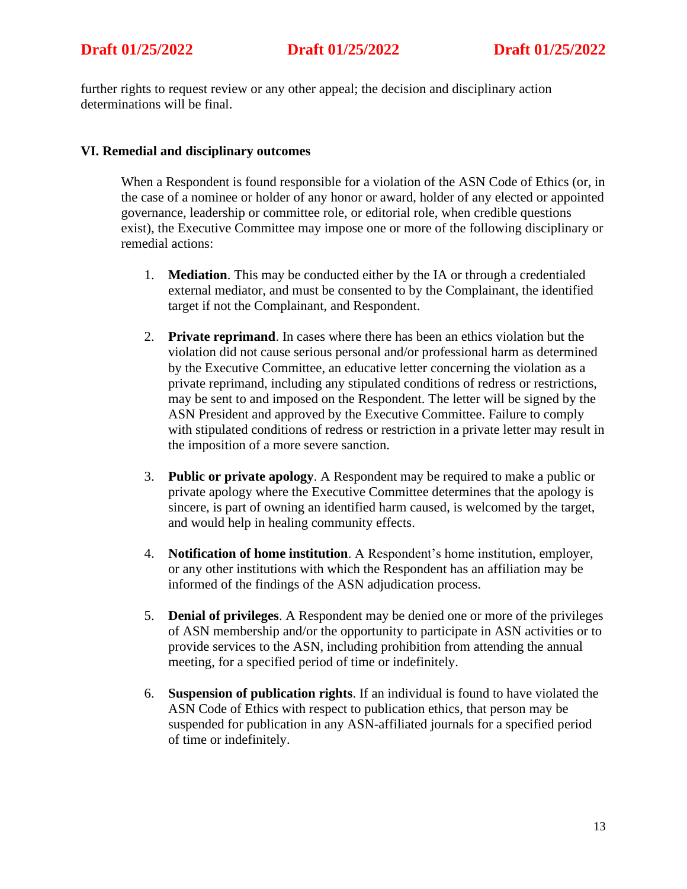further rights to request review or any other appeal; the decision and disciplinary action determinations will be final.

### VI. Remedial and disciplinary outcomes

When a Respondent is found responsible for a violation of the ASN Code of Ethics (or, in the case of a nominee or holder of any honor or award, holder of any elected or appointed governance, leadership or committee role, or editorial role, when credible questions exist), the Executive Committee may impose one or more of the following disciplinary or remedial actions:

1. **Mediation**. This may be conducted either by the IA or through a credentialed external mediator, and must be consented to by the Complainant, the identified target if not the Complainant, and Respondent.

2. **Private reprimand**. In cases where there has been an ethics violation but the violation did not cause serious personal and/or professional harm as determined by the Executive Committee, an educative letter concerning the violation as a private reprimand, including any stipulated conditions of redress or restrictions, may be sent to and imposed on the Respondent. The letter will be signed by the ASN President and approved by the Executive Committee. Failure to comply with stipulated conditions of redress or restriction in a private letter may result in the imposition of a more severe sanction.

3. **Public or private apology**. A Respondent may be required to make a public or private apology where the Executive Committee determines that the apology is sincere, is part of owning an identified harm caused, is welcomed by the target, and would help in healing community effects.

4. **Notification of home institution**. A Respondent's home institution, employer, or any other institutions with which the Respondent has an affiliation may be informed of the findings of the ASN adjudication process.

5. **Denial of privileges**. A Respondent may be denied one or more of the privileges of ASN membership and/or the opportunity to participate in ASN activities or to provide services to the ASN, including prohibition from attending the annual meeting, for a specified period of time or indefinitely.

6. **Suspension of publication rights**. If an individual is found to have violated the ASN Code of Ethics with respect to publication ethics, that person may be suspended for publication in any ASN-affiliated journals for a specified period of time or indefinitely.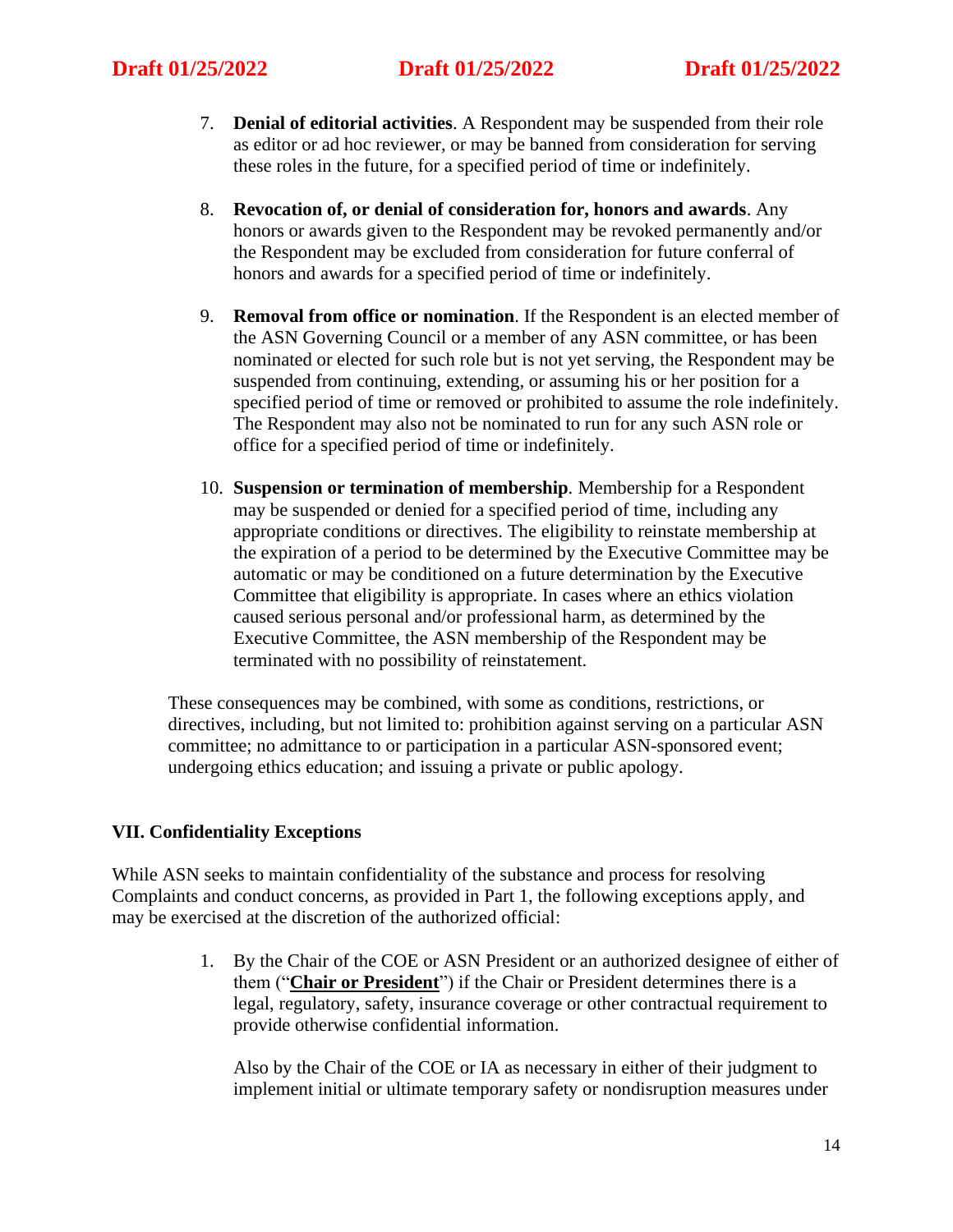7. **Denial of editorial activities**. A Respondent may be suspended from their role as editor or ad hoc reviewer, or may be banned from consideration for serving these roles in the future, for a specified period of time or indefinitely.

8. **Revocation of, or denial of consideration for, honors and awards**. Any honors or awards given to the Respondent may be revoked permanently and/or the Respondent may be excluded from consideration for future conferral of honors and awards for a specified period of time or indefinitely.

9. **Removal from office or nomination**. If the Respondent is an elected member of the ASN Governing Council or a member of any ASN committee, or has been nominated or elected for such role but is not yet serving, the Respondent may be suspended from continuing, extending, or assuming his or her position for a specified period of time or removed or prohibited to assume the role indefinitely. The Respondent may also not be nominated to run for any such ASN role or office for a specified period of time or indefinitely.

10. **Suspension or termination of membership**. Membership for a Respondent may be suspended or denied for a specified period of time, including any appropriate conditions or directives. The eligibility to reinstate membership at the expiration of a period to be determined by the Executive Committee may be automatic or may be conditioned on a future determination by the Executive Committee that eligibility is appropriate. In cases where an ethics violation caused serious personal and/or professional harm, as determined by the Executive Committee, the ASN membership of the Respondent may be terminated with no possibility of reinstatement.

These consequences may be combined, with some as conditions, restrictions, or directives, including, but not limited to: prohibition against serving on a particular ASN committee; no admittance to or participation in a particular ASN-sponsored event; undergoing ethics education; and issuing a private or public apology.

## VII. Confidentiality Exceptions

While ASN seeks to maintain confidentiality of the substance and process for resolving Complaints and conduct concerns, as provided in Part 1, the following exceptions apply, and may be exercised at the discretion of the authorized official:

1. By the Chair of the COE or ASN President or an authorized designee of either of them ("**Chair or President**") if the Chair or President determines there is a legal, regulatory, safety, insurance coverage or other contractual requirement to provide otherwise confidential information.

   Also by the Chair of the COE or IA as necessary in either of their judgment to implement initial or ultimate temporary safety or nondisruption measures under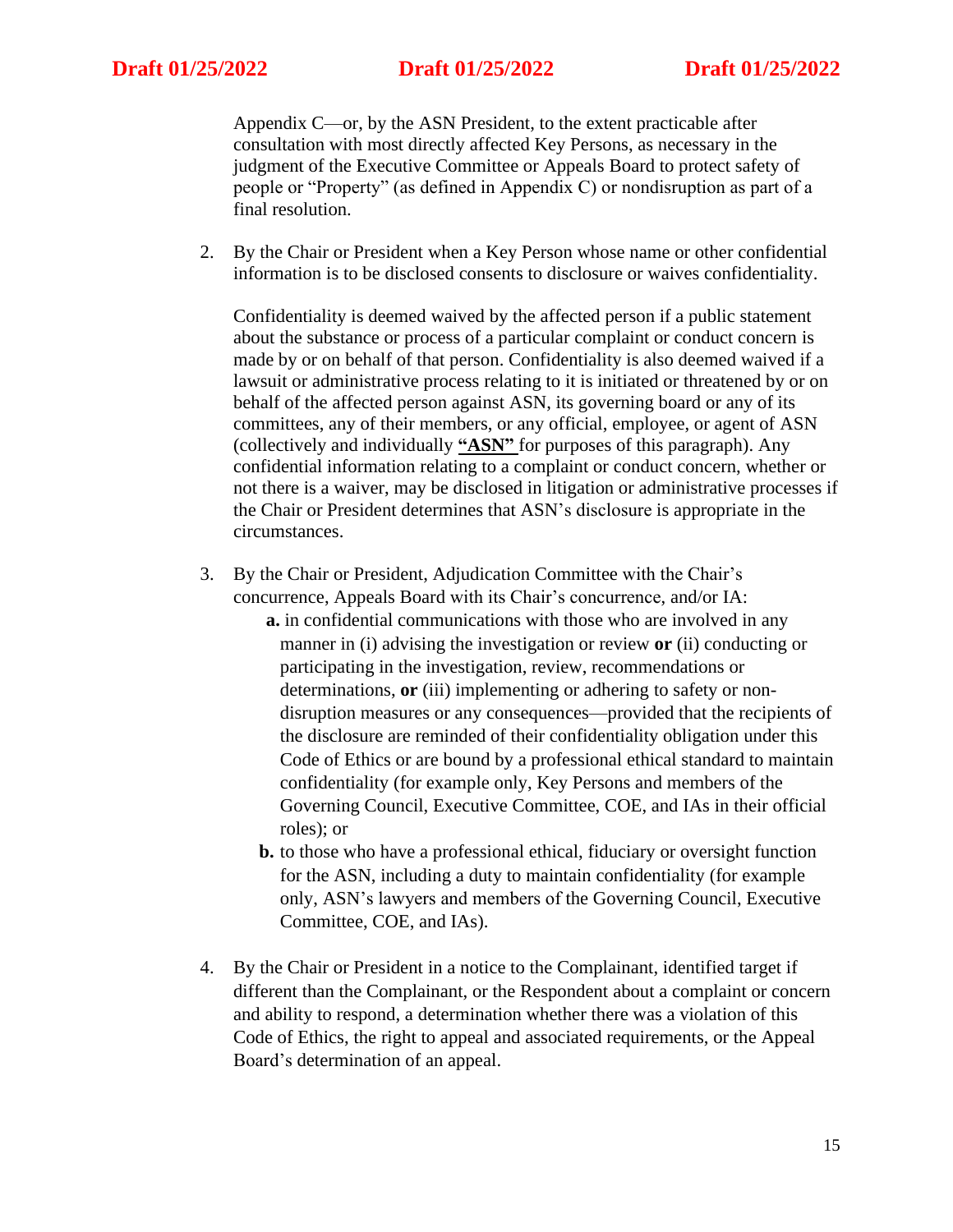Appendix C—or, by the ASN President, to the extent practicable after consultation with most directly affected Key Persons, as necessary in the judgment of the Executive Committee or Appeals Board to protect safety of people or "Property" (as defined in Appendix C) or nondisruption as part of a final resolution.

2. By the Chair or President when a Key Person whose name or other confidential information is to be disclosed consents to disclosure or waives confidentiality.

   Confidentiality is deemed waived by the affected person if a public statement about the substance or process of a particular complaint or conduct concern is made by or on behalf of that person. Confidentiality is also deemed waived if a lawsuit or administrative process relating to it is initiated or threatened by or on behalf of the affected person against ASN, its governing board or any of its committees, any of their members, or any official, employee, or agent of ASN (collectively and individually **"ASN"** for purposes of this paragraph). Any confidential information relating to a complaint or conduct concern, whether or not there is a waiver, may be disclosed in litigation or administrative processes if the Chair or President determines that ASN's disclosure is appropriate in the circumstances.

3. By the Chair or President, Adjudication Committee with the Chair's concurrence, Appeals Board with its Chair's concurrence, and/or IA:
   **a.** in confidential communications with those who are involved in any manner in (i) advising the investigation or review **or** (ii) conducting or participating in the investigation, review, recommendations or determinations, **or** (iii) implementing or adhering to safety or non-disruption measures or any consequences—provided that the recipients of the disclosure are reminded of their confidentiality obligation under this Code of Ethics or are bound by a professional ethical standard to maintain confidentiality (for example only, Key Persons and members of the Governing Council, Executive Committee, COE, and IAs in their official roles); or
   **b.** to those who have a professional ethical, fiduciary or oversight function for the ASN, including a duty to maintain confidentiality (for example only, ASN's lawyers and members of the Governing Council, Executive Committee, COE, and IAs).

4. By the Chair or President in a notice to the Complainant, identified target if different than the Complainant, or the Respondent about a complaint or concern and ability to respond, a determination whether there was a violation of this Code of Ethics, the right to appeal and associated requirements, or the Appeal Board's determination of an appeal.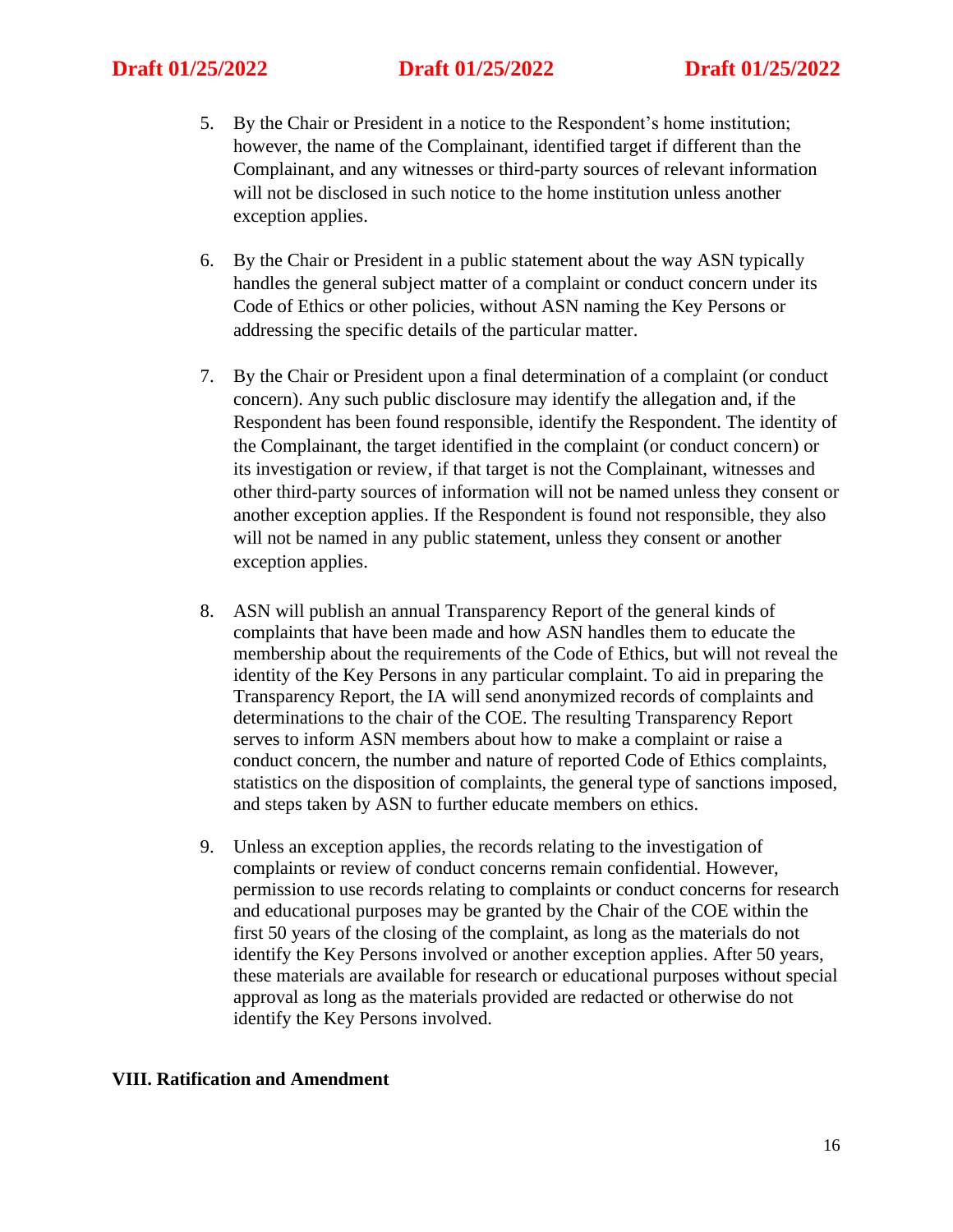5. By the Chair or President in a notice to the Respondent's home institution; however, the name of the Complainant, identified target if different than the Complainant, and any witnesses or third-party sources of relevant information will not be disclosed in such notice to the home institution unless another exception applies.

6. By the Chair or President in a public statement about the way ASN typically handles the general subject matter of a complaint or conduct concern under its Code of Ethics or other policies, without ASN naming the Key Persons or addressing the specific details of the particular matter.

7. By the Chair or President upon a final determination of a complaint (or conduct concern). Any such public disclosure may identify the allegation and, if the Respondent has been found responsible, identify the Respondent. The identity of the Complainant, the target identified in the complaint (or conduct concern) or its investigation or review, if that target is not the Complainant, witnesses and other third-party sources of information will not be named unless they consent or another exception applies. If the Respondent is found not responsible, they also will not be named in any public statement, unless they consent or another exception applies.

8. ASN will publish an annual Transparency Report of the general kinds of complaints that have been made and how ASN handles them to educate the membership about the requirements of the Code of Ethics, but will not reveal the identity of the Key Persons in any particular complaint. To aid in preparing the Transparency Report, the IA will send anonymized records of complaints and determinations to the chair of the COE. The resulting Transparency Report serves to inform ASN members about how to make a complaint or raise a conduct concern, the number and nature of reported Code of Ethics complaints, statistics on the disposition of complaints, the general type of sanctions imposed, and steps taken by ASN to further educate members on ethics.

9. Unless an exception applies, the records relating to the investigation of complaints or review of conduct concerns remain confidential. However, permission to use records relating to complaints or conduct concerns for research and educational purposes may be granted by the Chair of the COE within the first 50 years of the closing of the complaint, as long as the materials do not identify the Key Persons involved or another exception applies. After 50 years, these materials are available for research or educational purposes without special approval as long as the materials provided are redacted or otherwise do not identify the Key Persons involved.

## VIII. Ratification and Amendment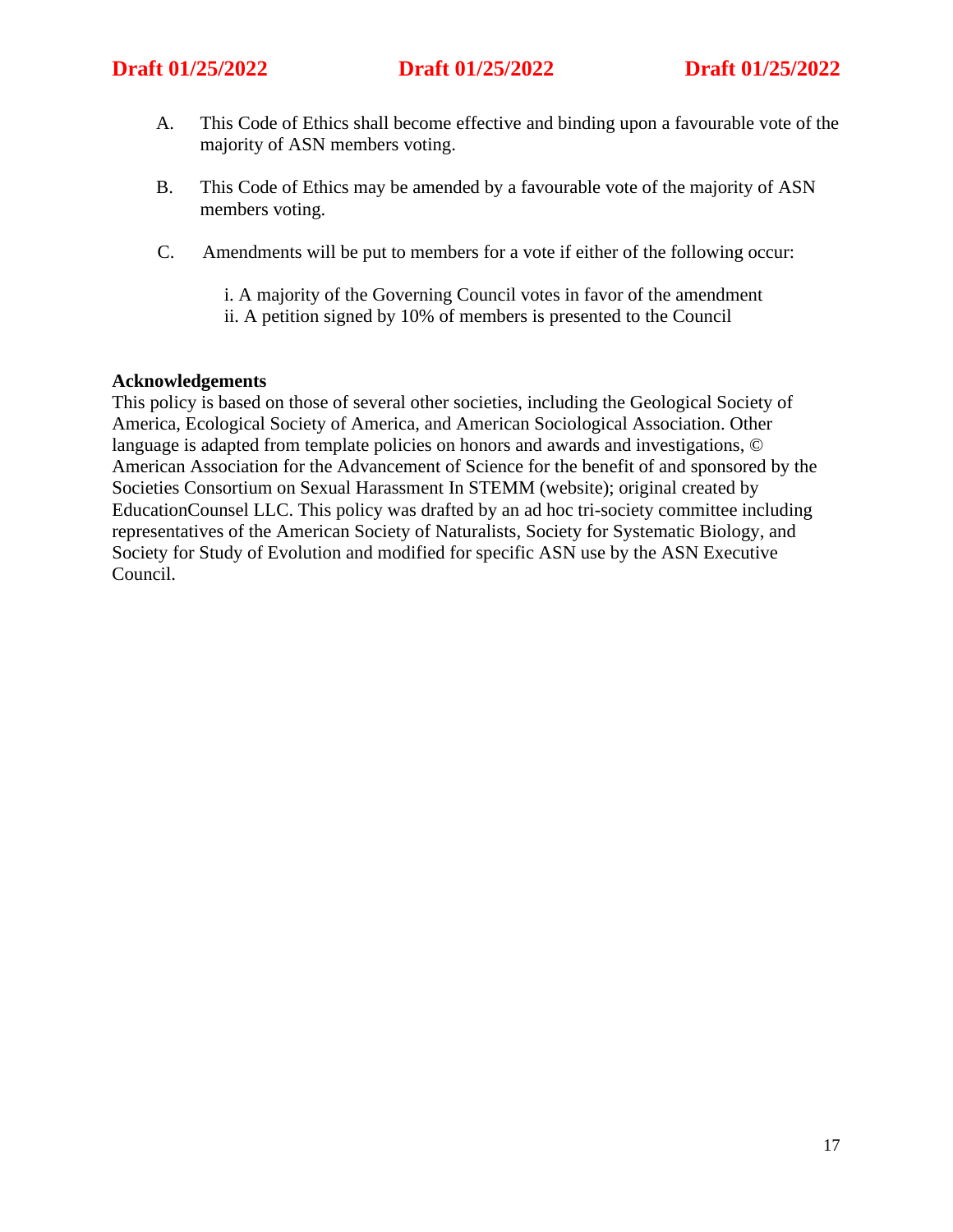A. This Code of Ethics shall become effective and binding upon a favourable vote of the majority of ASN members voting.

B. This Code of Ethics may be amended by a favourable vote of the majority of ASN members voting.

C. Amendments will be put to members for a vote if either of the following occur:

    i. A majority of the Governing Council votes in favor of the amendment
    ii. A petition signed by 10% of members is presented to the Council

**Acknowledgements**
This policy is based on those of several other societies, including the Geological Society of America, Ecological Society of America, and American Sociological Association. Other language is adapted from template policies on honors and awards and investigations, © American Association for the Advancement of Science for the benefit of and sponsored by the Societies Consortium on Sexual Harassment In STEMM (website); original created by EducationCounsel LLC. This policy was drafted by an ad hoc tri-society committee including representatives of the American Society of Naturalists, Society for Systematic Biology, and Society for Study of Evolution and modified for specific ASN use by the ASN Executive Council.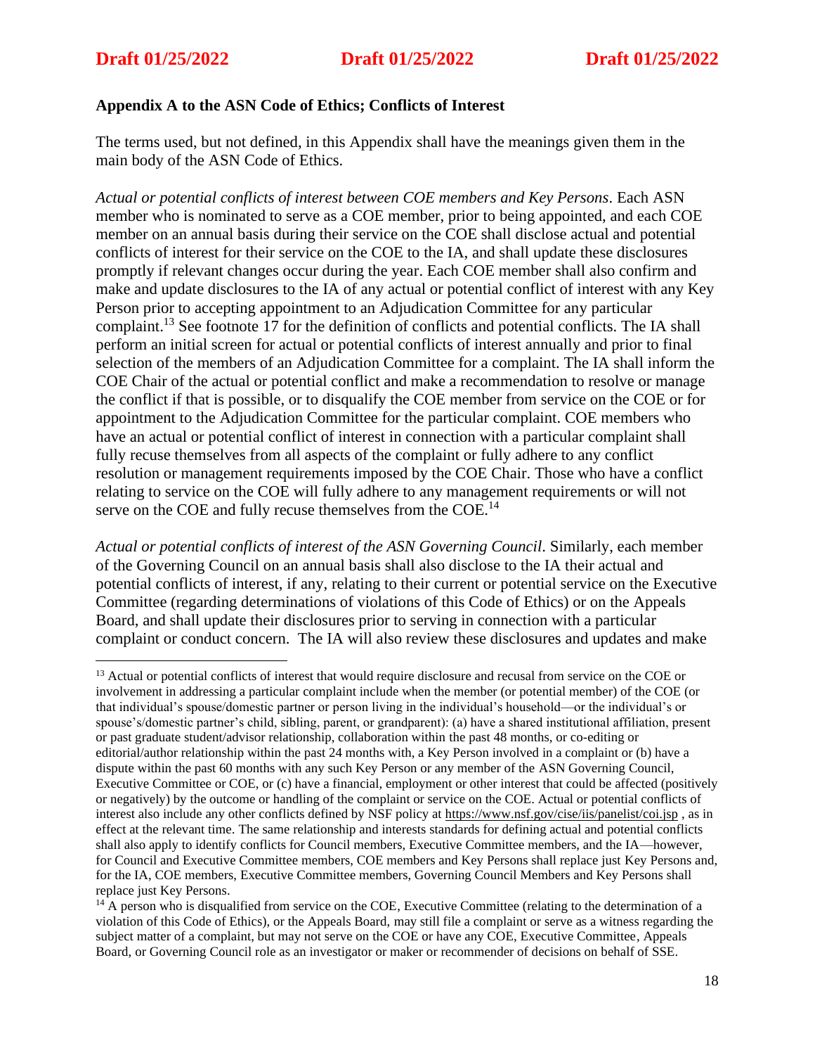**Appendix A to the ASN Code of Ethics; Conflicts of Interest**

The terms used, but not defined, in this Appendix shall have the meanings given them in the main body of the ASN Code of Ethics.

*Actual or potential conflicts of interest between COE members and Key Persons*. Each ASN member who is nominated to serve as a COE member, prior to being appointed, and each COE member on an annual basis during their service on the COE shall disclose actual and potential conflicts of interest for their service on the COE to the IA, and shall update these disclosures promptly if relevant changes occur during the year. Each COE member shall also confirm and make and update disclosures to the IA of any actual or potential conflict of interest with any Key Person prior to accepting appointment to an Adjudication Committee for any particular complaint.[13] See footnote 17 for the definition of conflicts and potential conflicts. The IA shall perform an initial screen for actual or potential conflicts of interest annually and prior to final selection of the members of an Adjudication Committee for a complaint. The IA shall inform the COE Chair of the actual or potential conflict and make a recommendation to resolve or manage the conflict if that is possible, or to disqualify the COE member from service on the COE or for appointment to the Adjudication Committee for the particular complaint. COE members who have an actual or potential conflict of interest in connection with a particular complaint shall fully recuse themselves from all aspects of the complaint or fully adhere to any conflict resolution or management requirements imposed by the COE Chair. Those who have a conflict relating to service on the COE will fully adhere to any management requirements or will not serve on the COE and fully recuse themselves from the COE.[14]

*Actual or potential conflicts of interest of the ASN Governing Council*. Similarly, each member of the Governing Council on an annual basis shall also disclose to the IA their actual and potential conflicts of interest, if any, relating to their current or potential service on the Executive Committee (regarding determinations of violations of this Code of Ethics) or on the Appeals Board, and shall update their disclosures prior to serving in connection with a particular complaint or conduct concern. The IA will also review these disclosures and updates and make

---

[13] Actual or potential conflicts of interest that would require disclosure and recusal from service on the COE or involvement in addressing a particular complaint include when the member (or potential member) of the COE (or that individual's spouse/domestic partner or person living in the individual's household—or the individual's or spouse's/domestic partner's child, sibling, parent, or grandparent): (a) have a shared institutional affiliation, present or past graduate student/advisor relationship, collaboration within the past 48 months, or co-editing or editorial/author relationship within the past 24 months with, a Key Person involved in a complaint or (b) have a dispute within the past 60 months with any such Key Person or any member of the ASN Governing Council, Executive Committee or COE, or (c) have a financial, employment or other interest that could be affected (positively or negatively) by the outcome or handling of the complaint or service on the COE. Actual or potential conflicts of interest also include any other conflicts defined by NSF policy at https://www.nsf.gov/cise/iis/panelist/coi.jsp , as in effect at the relevant time. The same relationship and interests standards for defining actual and potential conflicts shall also apply to identify conflicts for Council members, Executive Committee members, and the IA—however, for Council and Executive Committee members, COE members and Key Persons shall replace just Key Persons and, for the IA, COE members, Executive Committee members, Governing Council Members and Key Persons shall replace just Key Persons.

[14] A person who is disqualified from service on the COE, Executive Committee (relating to the determination of a violation of this Code of Ethics), or the Appeals Board, may still file a complaint or serve as a witness regarding the subject matter of a complaint, but may not serve on the COE or have any COE, Executive Committee, Appeals Board, or Governing Council role as an investigator or maker or recommender of decisions on behalf of SSE.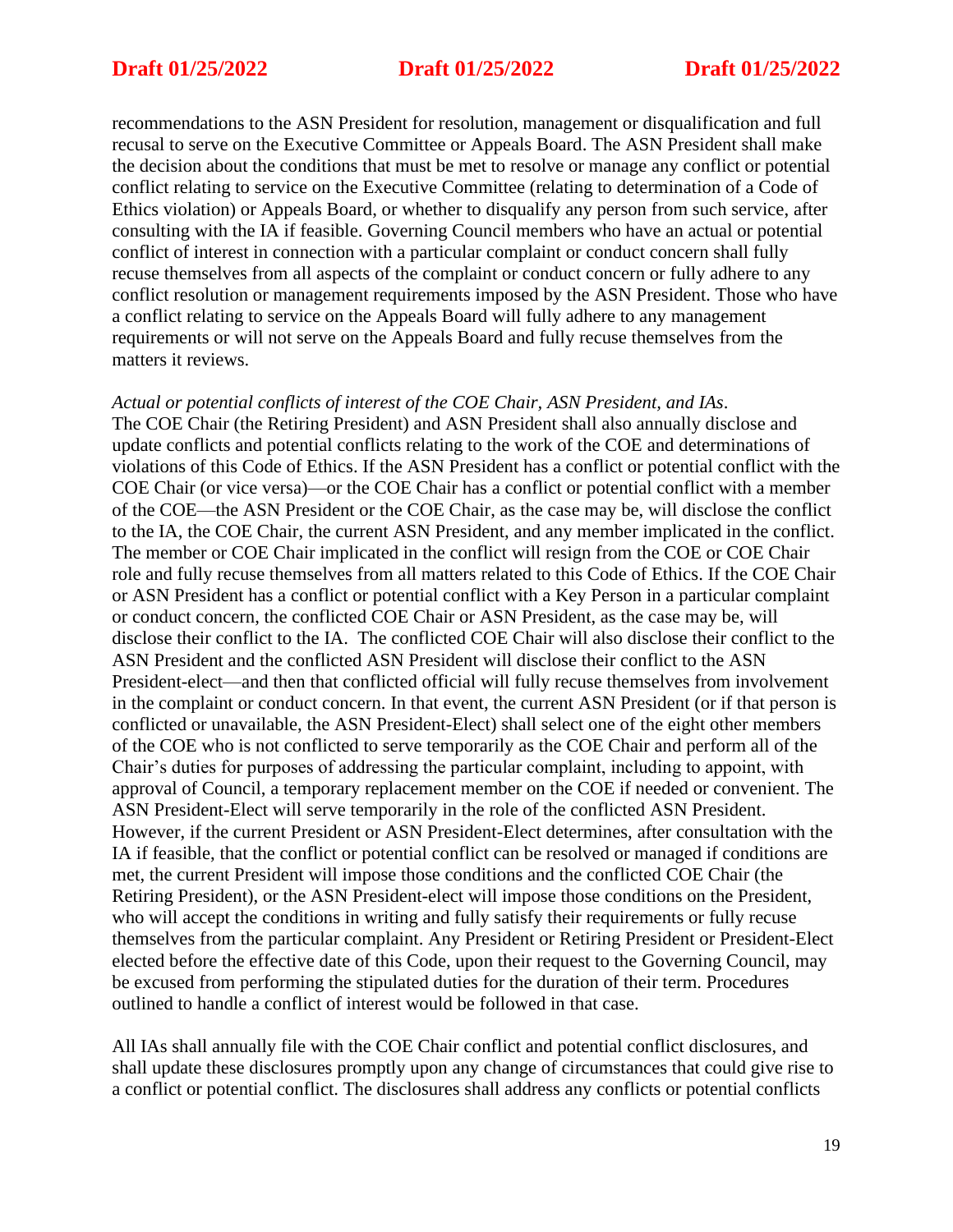recommendations to the ASN President for resolution, management or disqualification and full recusal to serve on the Executive Committee or Appeals Board. The ASN President shall make the decision about the conditions that must be met to resolve or manage any conflict or potential conflict relating to service on the Executive Committee (relating to determination of a Code of Ethics violation) or Appeals Board, or whether to disqualify any person from such service, after consulting with the IA if feasible. Governing Council members who have an actual or potential conflict of interest in connection with a particular complaint or conduct concern shall fully recuse themselves from all aspects of the complaint or conduct concern or fully adhere to any conflict resolution or management requirements imposed by the ASN President. Those who have a conflict relating to service on the Appeals Board will fully adhere to any management requirements or will not serve on the Appeals Board and fully recuse themselves from the matters it reviews.

*Actual or potential conflicts of interest of the COE Chair, ASN President, and IAs*.
The COE Chair (the Retiring President) and ASN President shall also annually disclose and update conflicts and potential conflicts relating to the work of the COE and determinations of violations of this Code of Ethics. If the ASN President has a conflict or potential conflict with the COE Chair (or vice versa)—or the COE Chair has a conflict or potential conflict with a member of the COE—the ASN President or the COE Chair, as the case may be, will disclose the conflict to the IA, the COE Chair, the current ASN President, and any member implicated in the conflict. The member or COE Chair implicated in the conflict will resign from the COE or COE Chair role and fully recuse themselves from all matters related to this Code of Ethics. If the COE Chair or ASN President has a conflict or potential conflict with a Key Person in a particular complaint or conduct concern, the conflicted COE Chair or ASN President, as the case may be, will disclose their conflict to the IA. The conflicted COE Chair will also disclose their conflict to the ASN President and the conflicted ASN President will disclose their conflict to the ASN President-elect—and then that conflicted official will fully recuse themselves from involvement in the complaint or conduct concern. In that event, the current ASN President (or if that person is conflicted or unavailable, the ASN President-Elect) shall select one of the eight other members of the COE who is not conflicted to serve temporarily as the COE Chair and perform all of the Chair's duties for purposes of addressing the particular complaint, including to appoint, with approval of Council, a temporary replacement member on the COE if needed or convenient. The ASN President-Elect will serve temporarily in the role of the conflicted ASN President. However, if the current President or ASN President-Elect determines, after consultation with the IA if feasible, that the conflict or potential conflict can be resolved or managed if conditions are met, the current President will impose those conditions and the conflicted COE Chair (the Retiring President), or the ASN President-elect will impose those conditions on the President, who will accept the conditions in writing and fully satisfy their requirements or fully recuse themselves from the particular complaint. Any President or Retiring President or President-Elect elected before the effective date of this Code, upon their request to the Governing Council, may be excused from performing the stipulated duties for the duration of their term. Procedures outlined to handle a conflict of interest would be followed in that case.

All IAs shall annually file with the COE Chair conflict and potential conflict disclosures, and shall update these disclosures promptly upon any change of circumstances that could give rise to a conflict or potential conflict. The disclosures shall address any conflicts or potential conflicts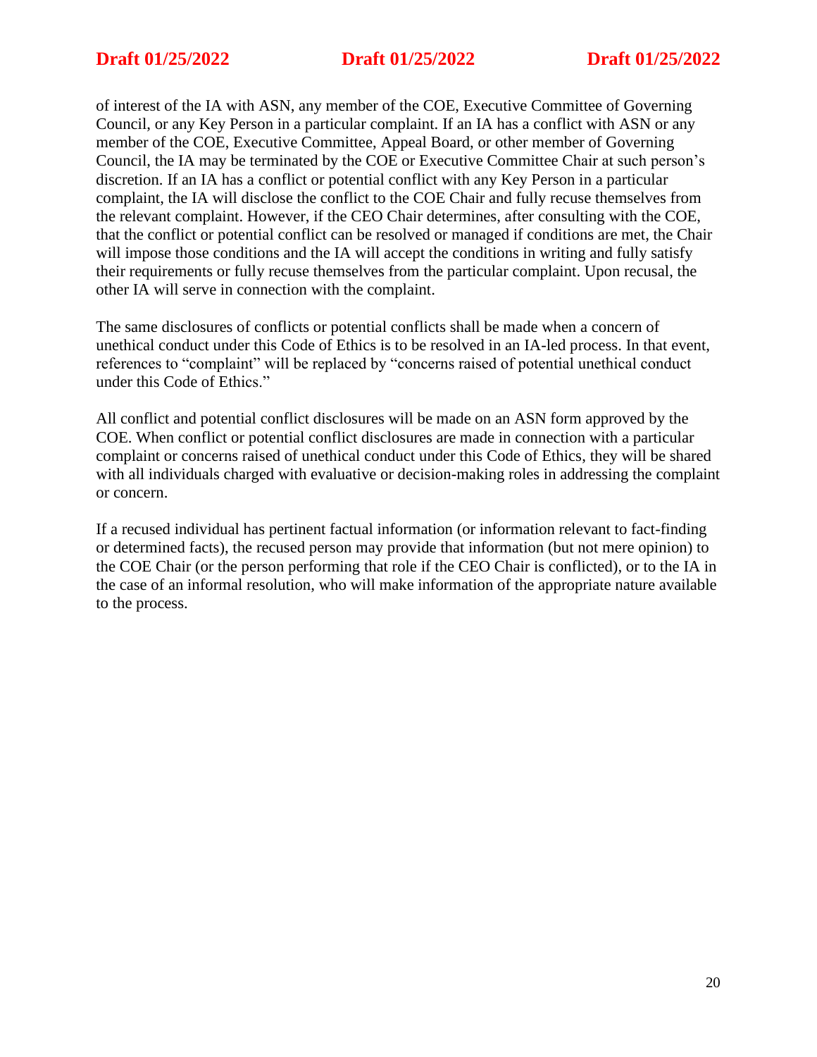of interest of the IA with ASN, any member of the COE, Executive Committee of Governing Council, or any Key Person in a particular complaint. If an IA has a conflict with ASN or any member of the COE, Executive Committee, Appeal Board, or other member of Governing Council, the IA may be terminated by the COE or Executive Committee Chair at such person's discretion. If an IA has a conflict or potential conflict with any Key Person in a particular complaint, the IA will disclose the conflict to the COE Chair and fully recuse themselves from the relevant complaint. However, if the CEO Chair determines, after consulting with the COE, that the conflict or potential conflict can be resolved or managed if conditions are met, the Chair will impose those conditions and the IA will accept the conditions in writing and fully satisfy their requirements or fully recuse themselves from the particular complaint. Upon recusal, the other IA will serve in connection with the complaint.

The same disclosures of conflicts or potential conflicts shall be made when a concern of unethical conduct under this Code of Ethics is to be resolved in an IA-led process. In that event, references to "complaint" will be replaced by "concerns raised of potential unethical conduct under this Code of Ethics."

All conflict and potential conflict disclosures will be made on an ASN form approved by the COE. When conflict or potential conflict disclosures are made in connection with a particular complaint or concerns raised of unethical conduct under this Code of Ethics, they will be shared with all individuals charged with evaluative or decision-making roles in addressing the complaint or concern.

If a recused individual has pertinent factual information (or information relevant to fact-finding or determined facts), the recused person may provide that information (but not mere opinion) to the COE Chair (or the person performing that role if the CEO Chair is conflicted), or to the IA in the case of an informal resolution, who will make information of the appropriate nature available to the process.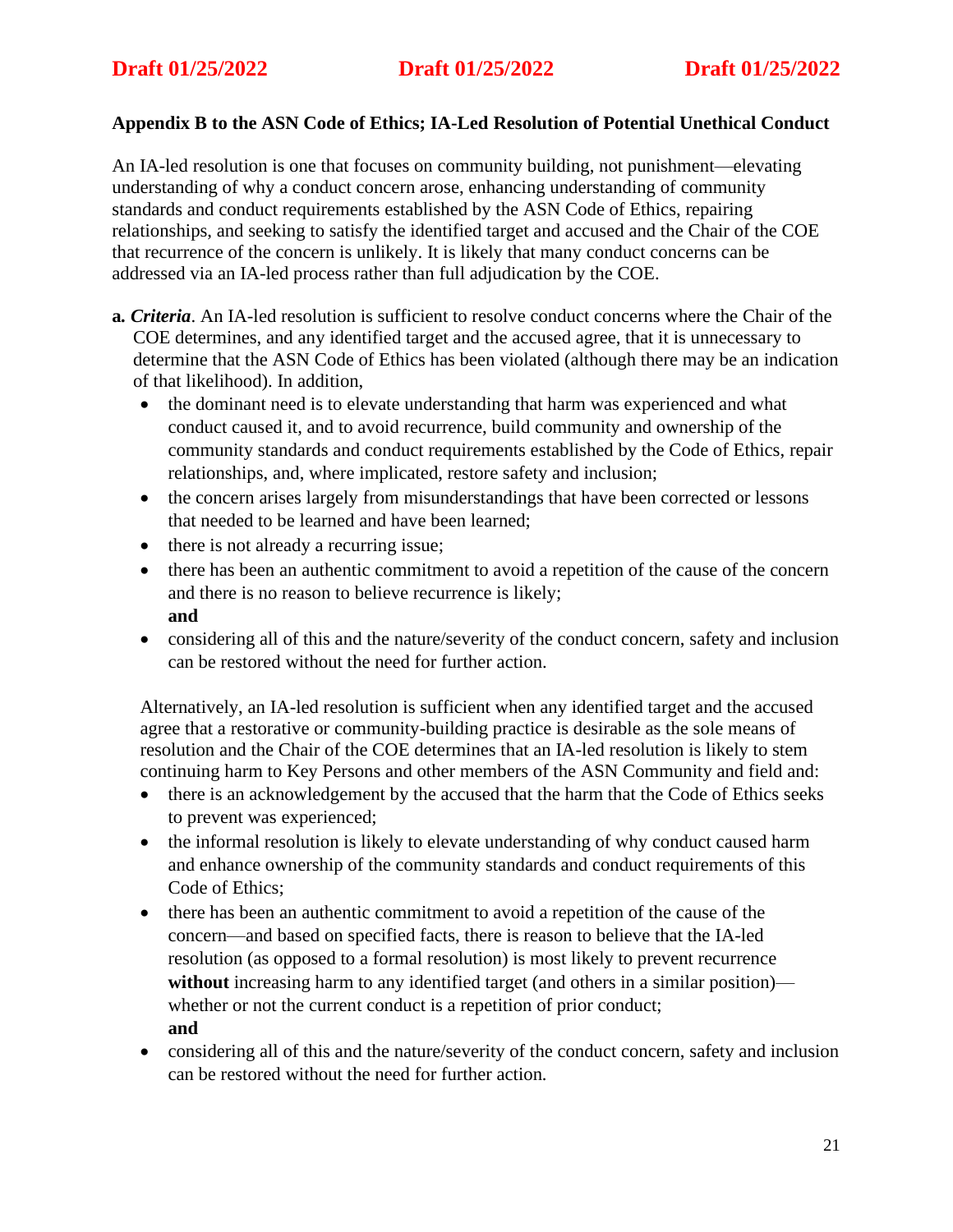### Appendix B to the ASN Code of Ethics; IA-Led Resolution of Potential Unethical Conduct

An IA-led resolution is one that focuses on community building, not punishment—elevating understanding of why a conduct concern arose, enhancing understanding of community standards and conduct requirements established by the ASN Code of Ethics, repairing relationships, and seeking to satisfy the identified target and accused and the Chair of the COE that recurrence of the concern is unlikely. It is likely that many conduct concerns can be addressed via an IA-led process rather than full adjudication by the COE.

**a.** ***Criteria***. An IA-led resolution is sufficient to resolve conduct concerns where the Chair of the COE determines, and any identified target and the accused agree, that it is unnecessary to determine that the ASN Code of Ethics has been violated (although there may be an indication of that likelihood). In addition,

- the dominant need is to elevate understanding that harm was experienced and what conduct caused it, and to avoid recurrence, build community and ownership of the community standards and conduct requirements established by the Code of Ethics, repair relationships, and, where implicated, restore safety and inclusion;
- the concern arises largely from misunderstandings that have been corrected or lessons that needed to be learned and have been learned;
- there is not already a recurring issue;
- there has been an authentic commitment to avoid a repetition of the cause of the concern and there is no reason to believe recurrence is likely;
  **and**
- considering all of this and the nature/severity of the conduct concern, safety and inclusion can be restored without the need for further action.

Alternatively, an IA-led resolution is sufficient when any identified target and the accused agree that a restorative or community-building practice is desirable as the sole means of resolution and the Chair of the COE determines that an IA-led resolution is likely to stem continuing harm to Key Persons and other members of the ASN Community and field and:

- there is an acknowledgement by the accused that the harm that the Code of Ethics seeks to prevent was experienced;
- the informal resolution is likely to elevate understanding of why conduct caused harm and enhance ownership of the community standards and conduct requirements of this Code of Ethics;
- there has been an authentic commitment to avoid a repetition of the cause of the concern—and based on specified facts, there is reason to believe that the IA-led resolution (as opposed to a formal resolution) is most likely to prevent recurrence **without** increasing harm to any identified target (and others in a similar position)—whether or not the current conduct is a repetition of prior conduct;
  **and**
- considering all of this and the nature/severity of the conduct concern, safety and inclusion can be restored without the need for further action.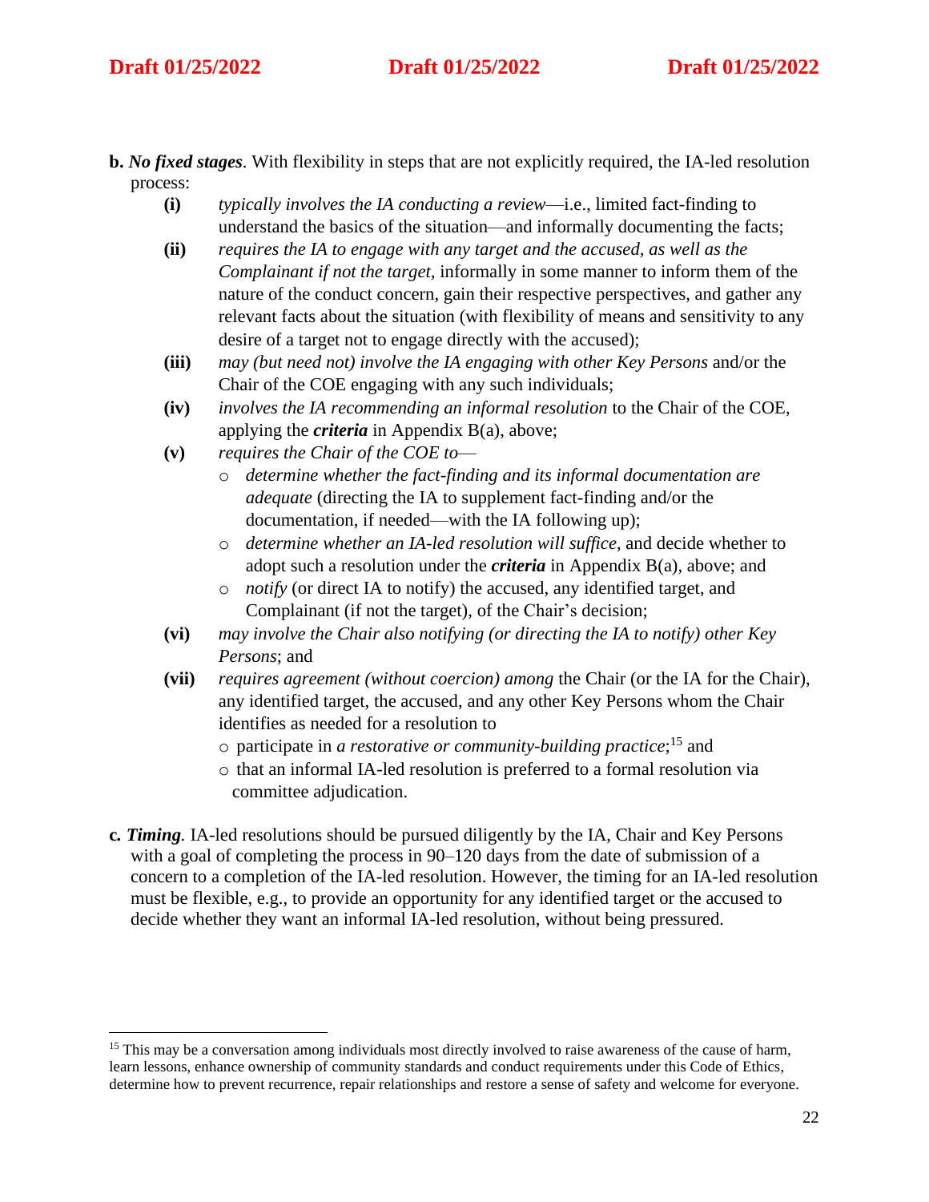**b.** ***No fixed stages***. With flexibility in steps that are not explicitly required, the IA-led resolution process:

- **(i)** *typically involves the IA conducting a review*—i.e., limited fact-finding to understand the basics of the situation—and informally documenting the facts;
- **(ii)** *requires the IA to engage with any target and the accused, as well as the Complainant if not the target*, informally in some manner to inform them of the nature of the conduct concern, gain their respective perspectives, and gather any relevant facts about the situation (with flexibility of means and sensitivity to any desire of a target not to engage directly with the accused);
- **(iii)** *may (but need not) involve the IA engaging with other Key Persons* and/or the Chair of the COE engaging with any such individuals;
- **(iv)** *involves the IA recommending an informal resolution* to the Chair of the COE, applying the ***criteria*** in Appendix B(a), above;
- **(v)** *requires the Chair of the COE to*—
  - *determine whether the fact-finding and its informal documentation are adequate* (directing the IA to supplement fact-finding and/or the documentation, if needed—with the IA following up);
  - *determine whether an IA-led resolution will suffice*, and decide whether to adopt such a resolution under the ***criteria*** in Appendix B(a), above; and
  - *notify* (or direct IA to notify) the accused, any identified target, and Complainant (if not the target), of the Chair's decision;
- **(vi)** *may involve the Chair also notifying (or directing the IA to notify) other Key Persons*; and
- **(vii)** *requires agreement (without coercion) among* the Chair (or the IA for the Chair), any identified target, the accused, and any other Key Persons whom the Chair identifies as needed for a resolution to
  - participate in *a restorative or community-building practice*;[15] and
  - that an informal IA-led resolution is preferred to a formal resolution via committee adjudication.

**c.** ***Timing.*** IA-led resolutions should be pursued diligently by the IA, Chair and Key Persons with a goal of completing the process in 90–120 days from the date of submission of a concern to a completion of the IA-led resolution. However, the timing for an IA-led resolution must be flexible, e.g., to provide an opportunity for any identified target or the accused to decide whether they want an informal IA-led resolution, without being pressured.

---

[15] This may be a conversation among individuals most directly involved to raise awareness of the cause of harm, learn lessons, enhance ownership of community standards and conduct requirements under this Code of Ethics, determine how to prevent recurrence, repair relationships and restore a sense of safety and welcome for everyone.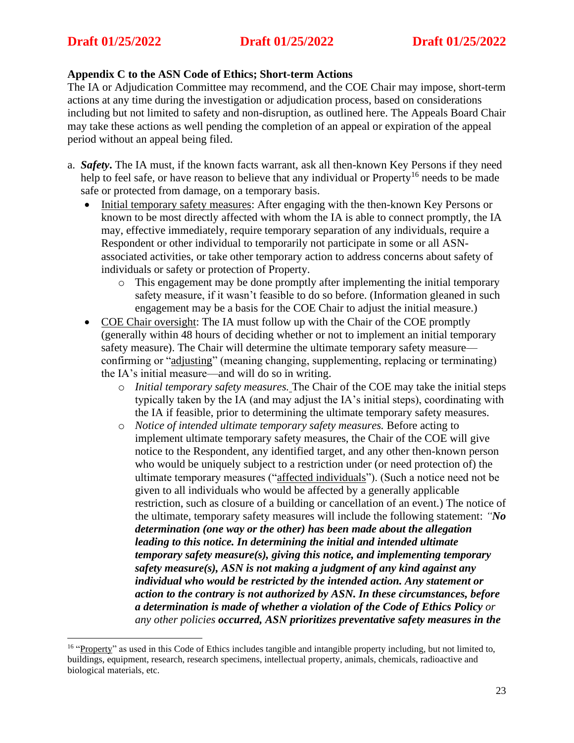**Appendix C to the ASN Code of Ethics; Short-term Actions**

The IA or Adjudication Committee may recommend, and the COE Chair may impose, short-term actions at any time during the investigation or adjudication process, based on considerations including but not limited to safety and non-disruption, as outlined here. The Appeals Board Chair may take these actions as well pending the completion of an appeal or expiration of the appeal period without an appeal being filed.

a. ***Safety***. The IA must, if the known facts warrant, ask all then-known Key Persons if they need help to feel safe, or have reason to believe that any individual or Property[16] needs to be made safe or protected from damage, on a temporary basis.

- Initial temporary safety measures: After engaging with the then-known Key Persons or known to be most directly affected with whom the IA is able to connect promptly, the IA may, effective immediately, require temporary separation of any individuals, require a Respondent or other individual to temporarily not participate in some or all ASN-associated activities, or take other temporary action to address concerns about safety of individuals or safety or protection of Property.
  - This engagement may be done promptly after implementing the initial temporary safety measure, if it wasn't feasible to do so before. (Information gleaned in such engagement may be a basis for the COE Chair to adjust the initial measure.)
- COE Chair oversight: The IA must follow up with the Chair of the COE promptly (generally within 48 hours of deciding whether or not to implement an initial temporary safety measure). The Chair will determine the ultimate temporary safety measure—confirming or "adjusting" (meaning changing, supplementing, replacing or terminating) the IA's initial measure—and will do so in writing.
  - *Initial temporary safety measures.* The Chair of the COE may take the initial steps typically taken by the IA (and may adjust the IA's initial steps), coordinating with the IA if feasible, prior to determining the ultimate temporary safety measures.
  - *Notice of intended ultimate temporary safety measures.* Before acting to implement ultimate temporary safety measures, the Chair of the COE will give notice to the Respondent, any identified target, and any other then-known person who would be uniquely subject to a restriction under (or need protection of) the ultimate temporary measures ("affected individuals"). (Such a notice need not be given to all individuals who would be affected by a generally applicable restriction, such as closure of a building or cancellation of an event.) The notice of the ultimate, temporary safety measures will include the following statement: *"**No determination (one way or the other) has been made about the allegation leading to this notice. In determining the initial and intended ultimate temporary safety measure(s), giving this notice, and implementing temporary safety measure(s), ASN is not making a judgment of any kind against any individual who would be restricted by the intended action. Any statement or action to the contrary is not authorized by ASN. In these circumstances, before a determination is made of whether a violation of the Code of Ethics Policy** or any other policies **occurred, ASN prioritizes preventative safety measures in the***

[16] "Property" as used in this Code of Ethics includes tangible and intangible property including, but not limited to, buildings, equipment, research, research specimens, intellectual property, animals, chemicals, radioactive and biological materials, etc.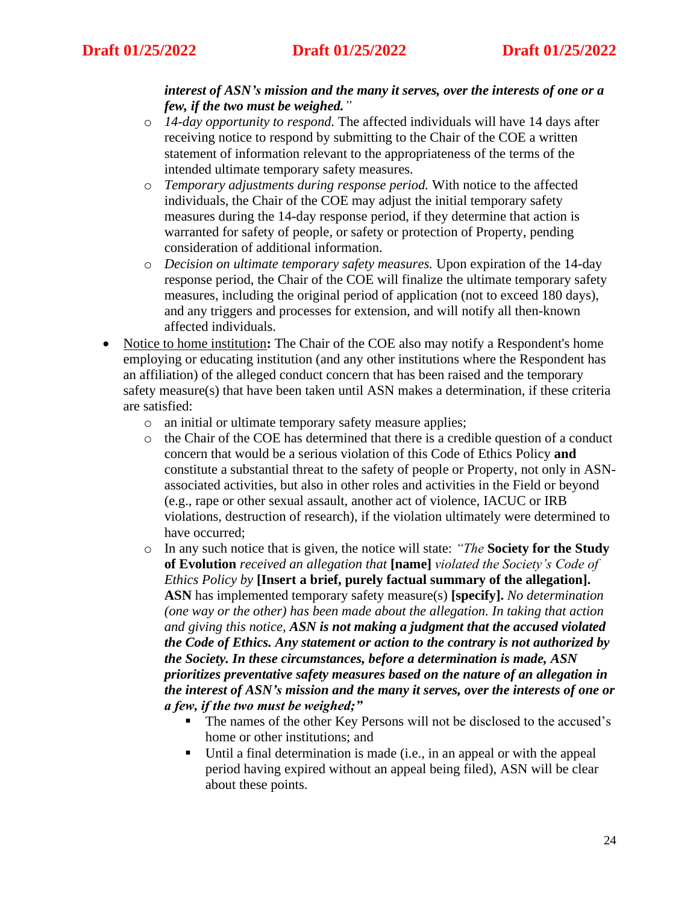***interest of ASN's mission and the many it serves, over the interests of one or a few, if the two must be weighed."***

- *14-day opportunity to respond.* The affected individuals will have 14 days after receiving notice to respond by submitting to the Chair of the COE a written statement of information relevant to the appropriateness of the terms of the intended ultimate temporary safety measures.
- *Temporary adjustments during response period.* With notice to the affected individuals, the Chair of the COE may adjust the initial temporary safety measures during the 14-day response period, if they determine that action is warranted for safety of people, or safety or protection of Property, pending consideration of additional information.
- *Decision on ultimate temporary safety measures.* Upon expiration of the 14-day response period, the Chair of the COE will finalize the ultimate temporary safety measures, including the original period of application (not to exceed 180 days), and any triggers and processes for extension, and will notify all then-known affected individuals.

- Notice to home institution**:** The Chair of the COE also may notify a Respondent's home employing or educating institution (and any other institutions where the Respondent has an affiliation) of the alleged conduct concern that has been raised and the temporary safety measure(s) that have been taken until ASN makes a determination, if these criteria are satisfied:
  - an initial or ultimate temporary safety measure applies;
  - the Chair of the COE has determined that there is a credible question of a conduct concern that would be a serious violation of this Code of Ethics Policy **and** constitute a substantial threat to the safety of people or Property, not only in ASN-associated activities, but also in other roles and activities in the Field or beyond (e.g., rape or other sexual assault, another act of violence, IACUC or IRB violations, destruction of research), if the violation ultimately were determined to have occurred;
  - In any such notice that is given, the notice will state: *"The* **Society for the Study of Evolution** *received an allegation that* **[name]** *violated the Society's Code of Ethics Policy by* **[Insert a brief, purely factual summary of the allegation]. ASN** has implemented temporary safety measure(s) **[specify].** *No determination (one way or the other) has been made about the allegation. In taking that action and giving this notice,* ***ASN is not making a judgment that the accused violated the Code of Ethics. Any statement or action to the contrary is not authorized by the Society. In these circumstances, before a determination is made, ASN prioritizes preventative safety measures based on the nature of an allegation in the interest of ASN's mission and the many it serves, over the interests of one or a few, if the two must be weighed;"***
    - The names of the other Key Persons will not be disclosed to the accused's home or other institutions; and
    - Until a final determination is made (i.e., in an appeal or with the appeal period having expired without an appeal being filed), ASN will be clear about these points.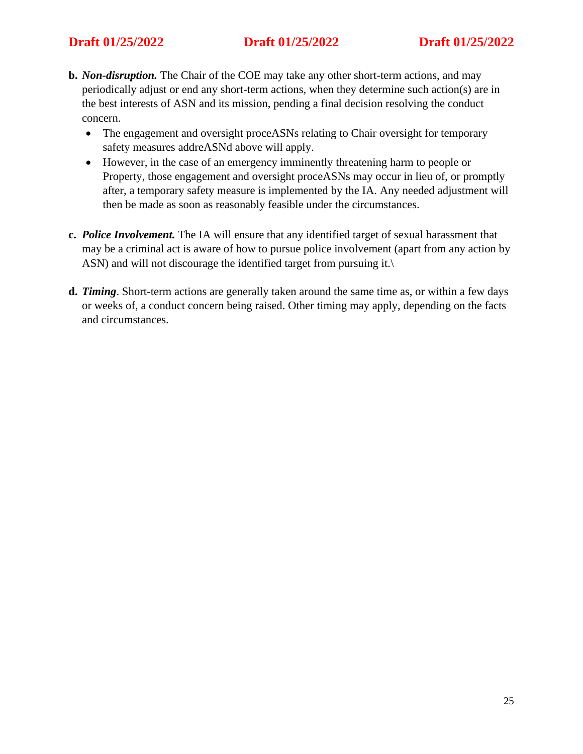**b.** ***Non-disruption.*** The Chair of the COE may take any other short-term actions, and may periodically adjust or end any short-term actions, when they determine such action(s) are in the best interests of ASN and its mission, pending a final decision resolving the conduct concern.

- The engagement and oversight proceASNs relating to Chair oversight for temporary safety measures addreASNd above will apply.
- However, in the case of an emergency imminently threatening harm to people or Property, those engagement and oversight proceASNs may occur in lieu of, or promptly after, a temporary safety measure is implemented by the IA. Any needed adjustment will then be made as soon as reasonably feasible under the circumstances.

**c.** ***Police Involvement.*** The IA will ensure that any identified target of sexual harassment that may be a criminal act is aware of how to pursue police involvement (apart from any action by ASN) and will not discourage the identified target from pursuing it.\

**d.** ***Timing***. Short-term actions are generally taken around the same time as, or within a few days or weeks of, a conduct concern being raised. Other timing may apply, depending on the facts and circumstances.